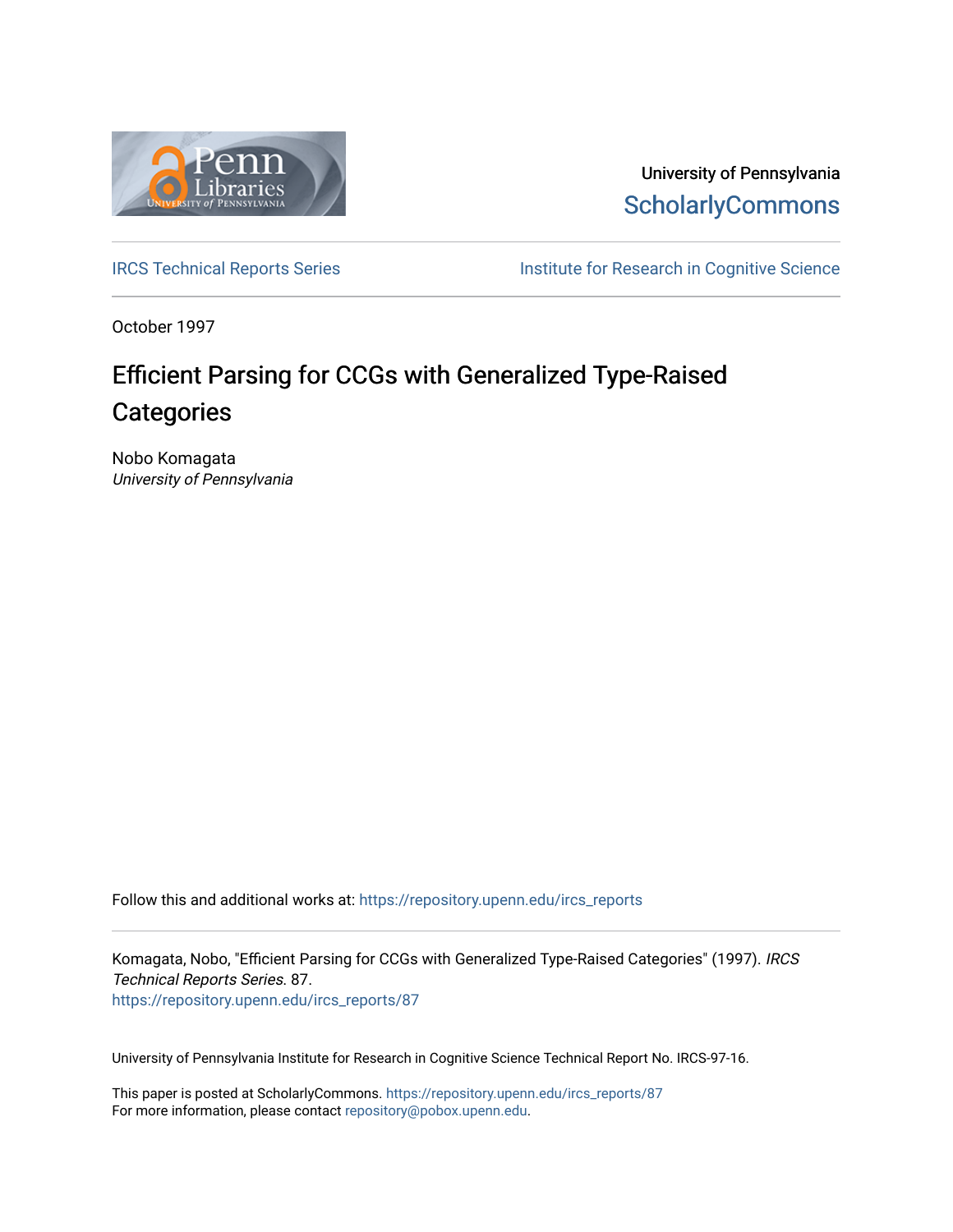University of Pennsylvania
ScholarlyCommons

IRCS Technical Reports Series | Institute for Research in Cognitive Science

October 1997

# Efficient Parsing for CCGs with Generalized Type-Raised Categories

Nobo Komagata
*University of Pennsylvania*

Follow this and additional works at: https://repository.upenn.edu/ircs_reports

Komagata, Nobo, "Efficient Parsing for CCGs with Generalized Type-Raised Categories" (1997). *IRCS Technical Reports Series*. 87.
https://repository.upenn.edu/ircs_reports/87

University of Pennsylvania Institute for Research in Cognitive Science Technical Report No. IRCS-97-16.

This paper is posted at ScholarlyCommons. https://repository.upenn.edu/ircs_reports/87
For more information, please contact repository@pobox.upenn.edu.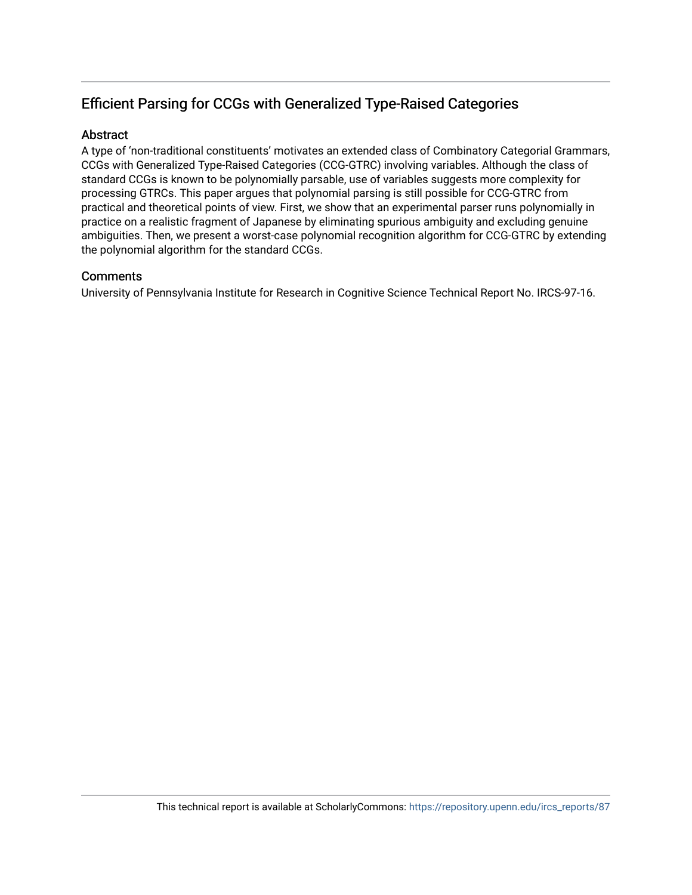## Efficient Parsing for CCGs with Generalized Type-Raised Categories

### Abstract

A type of 'non-traditional constituents' motivates an extended class of Combinatory Categorial Grammars, CCGs with Generalized Type-Raised Categories (CCG-GTRC) involving variables. Although the class of standard CCGs is known to be polynomially parsable, use of variables suggests more complexity for processing GTRCs. This paper argues that polynomial parsing is still possible for CCG-GTRC from practical and theoretical points of view. First, we show that an experimental parser runs polynomially in practice on a realistic fragment of Japanese by eliminating spurious ambiguity and excluding genuine ambiguities. Then, we present a worst-case polynomial recognition algorithm for CCG-GTRC by extending the polynomial algorithm for the standard CCGs.

### Comments

University of Pennsylvania Institute for Research in Cognitive Science Technical Report No. IRCS-97-16.

This technical report is available at ScholarlyCommons: https://repository.upenn.edu/ircs_reports/87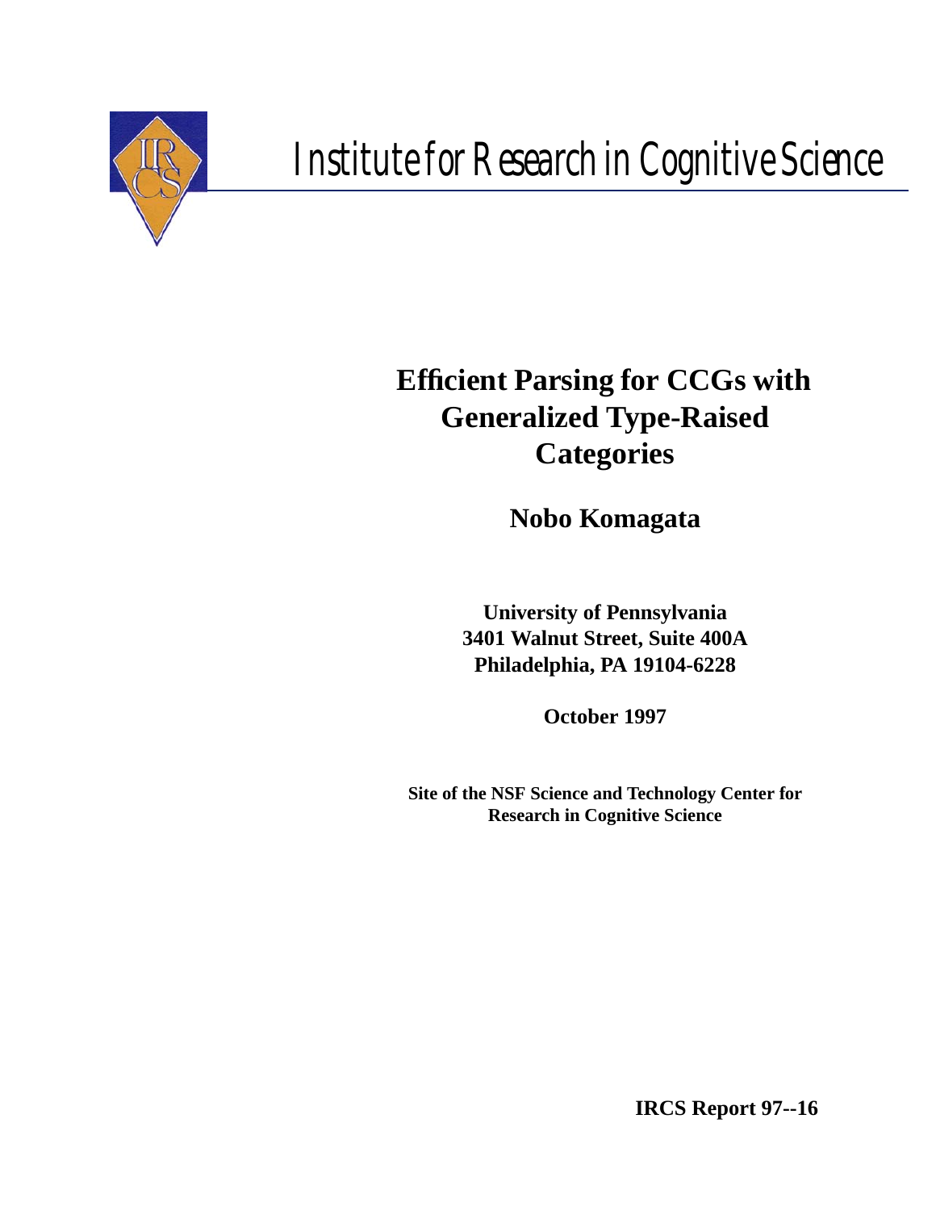Institute for Research in Cognitive Science

# Efficient Parsing for CCGs with Generalized Type-Raised Categories

**Nobo Komagata**

**University of Pennsylvania**
**3401 Walnut Street, Suite 400A**
**Philadelphia, PA 19104-6228**

**October 1997**

**Site of the NSF Science and Technology Center for Research in Cognitive Science**

**IRCS Report 97--16**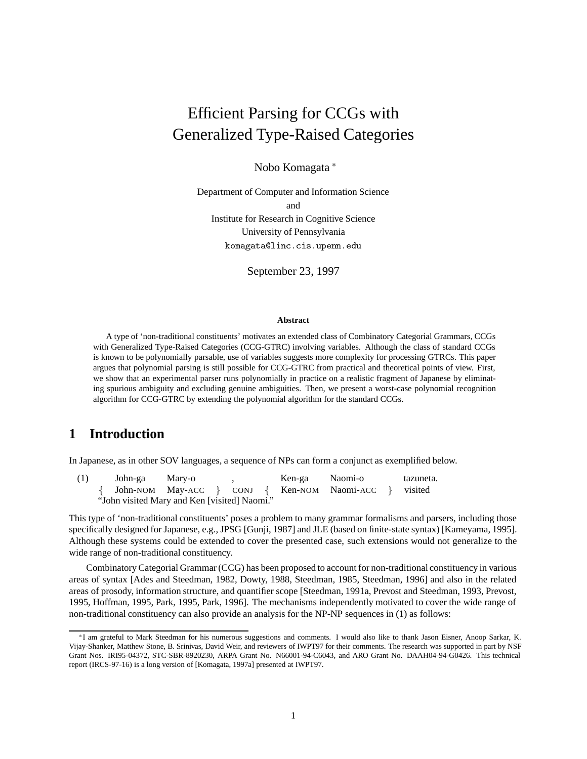# Efficient Parsing for CCGs with Generalized Type-Raised Categories

Nobo Komagata *

Department of Computer and Information Science
and
Institute for Research in Cognitive Science
University of Pennsylvania
komagata@linc.cis.upenn.edu

September 23, 1997

**Abstract**

A type of 'non-traditional constituents' motivates an extended class of Combinatory Categorial Grammars, CCGs with Generalized Type-Raised Categories (CCG-GTRC) involving variables. Although the class of standard CCGs is known to be polynomially parsable, use of variables suggests more complexity for processing GTRCs. This paper argues that polynomial parsing is still possible for CCG-GTRC from practical and theoretical points of view. First, we show that an experimental parser runs polynomially in practice on a realistic fragment of Japanese by eliminating spurious ambiguity and excluding genuine ambiguities. Then, we present a worst-case polynomial recognition algorithm for CCG-GTRC by extending the polynomial algorithm for the standard CCGs.

## 1 Introduction

In Japanese, as in other SOV languages, a sequence of NPs can form a conjunct as exemplified below.

(1) | | John-ga | Mary-o | | , | | Ken-ga | Naomi-o | | tazuneta.
--- | --- | --- | --- | --- | --- | --- | --- | --- | --- | ---
| { | John-NOM | May-ACC | } | CONJ | { | Ken-NOM | Naomi-ACC | } | visited

"John visited Mary and Ken [visited] Naomi."

This type of 'non-traditional constituents' poses a problem to many grammar formalisms and parsers, including those specifically designed for Japanese, e.g., JPSG [Gunji, 1987] and JLE (based on finite-state syntax) [Kameyama, 1995]. Although these systems could be extended to cover the presented case, such extensions would not generalize to the wide range of non-traditional constituency.

Combinatory Categorial Grammar (CCG) has been proposed to account for non-traditional constituency in various areas of syntax [Ades and Steedman, 1982, Dowty, 1988, Steedman, 1985, Steedman, 1996] and also in the related areas of prosody, information structure, and quantifier scope [Steedman, 1991a, Prevost and Steedman, 1993, Prevost, 1995, Hoffman, 1995, Park, 1995, Park, 1996]. The mechanisms independently motivated to cover the wide range of non-traditional constituency can also provide an analysis for the NP-NP sequences in (1) as follows:

*I am grateful to Mark Steedman for his numerous suggestions and comments. I would also like to thank Jason Eisner, Anoop Sarkar, K. Vijay-Shanker, Matthew Stone, B. Srinivas, David Weir, and reviewers of IWPT97 for their comments. The research was supported in part by NSF Grant Nos. IRI95-04372, STC-SBR-8920230, ARPA Grant No. N66001-94-C6043, and ARO Grant No. DAAH04-94-G0426. This technical report (IRCS-97-16) is a long version of [Komagata, 1997a] presented at IWPT97.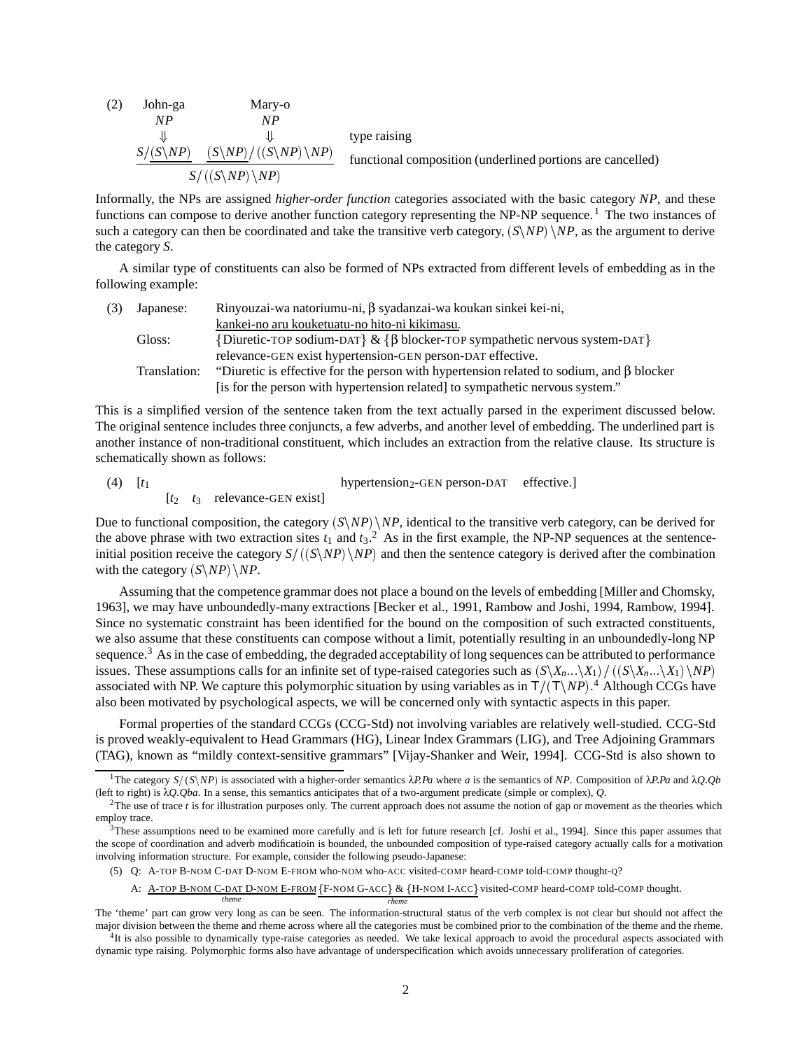(2) John-ga &nbsp;&nbsp;&nbsp;&nbsp; Mary-o

$$
\begin{array}{ccl}
\text{John-ga} & \text{Mary-o} & \\
NP & NP & \\
\Downarrow & \Downarrow & \text{type raising} \\
\underline{S/\underline{(S\backslash NP)}} & \underline{\underline{(S\backslash NP)}/((S\backslash NP)\backslash NP)} & \text{functional composition (underlined portions are cancelled)} \\
\multicolumn{2}{c}{S/((S\backslash NP)\backslash NP)} &
\end{array}
$$

Informally, the NPs are assigned *higher-order function* categories associated with the basic category *NP*, and these functions can compose to derive another function category representing the NP-NP sequence.[1] The two instances of such a category can then be coordinated and take the transitive verb category, $(S\backslash NP)\backslash NP$, as the argument to derive the category *S*.

A similar type of constituents can also be formed of NPs extracted from different levels of embedding as in the following example:

(3)
- Japanese: Rinyouzai-wa natoriumu-ni, β syadanzai-wa koukan sinkei kei-ni, <u>kankei-no aru kouketuatu-no hito-ni kikimasu.</u>
- Gloss: {Diuretic-TOP sodium-DAT} & {β blocker-TOP sympathetic nervous system-DAT} relevance-GEN exist hypertension-GEN person-DAT effective.
- Translation: "Diuretic is effective for the person with hypertension related to sodium, and β blocker [is for the person with hypertension related] to sympathetic nervous system."

This is a simplified version of the sentence taken from the text actually parsed in the experiment discussed below. The original sentence includes three conjuncts, a few adverbs, and another level of embedding. The underlined part is another instance of non-traditional constituent, which includes an extraction from the relative clause. Its structure is schematically shown as follows:

(4) [$t_1$ &nbsp;&nbsp;&nbsp;&nbsp;&nbsp;&nbsp;&nbsp;&nbsp;&nbsp;&nbsp;&nbsp;&nbsp;&nbsp;&nbsp;&nbsp;&nbsp; hypertension$_2$-GEN person-DAT &nbsp; effective.]
&nbsp;&nbsp;&nbsp;&nbsp;&nbsp;&nbsp;&nbsp; [$t_2$ &nbsp; $t_3$ &nbsp; relevance-GEN exist]

Due to functional composition, the category $(S\backslash NP)\backslash NP$, identical to the transitive verb category, can be derived for the above phrase with two extraction sites $t_1$ and $t_3$.[2] As in the first example, the NP-NP sequences at the sentence-initial position receive the category $S/((S\backslash NP)\backslash NP)$ and then the sentence category is derived after the combination with the category $(S\backslash NP)\backslash NP$.

Assuming that the competence grammar does not place a bound on the levels of embedding [Miller and Chomsky, 1963], we may have unboundedly-many extractions [Becker et al., 1991, Rambow and Joshi, 1994, Rambow, 1994]. Since no systematic constraint has been identified for the bound on the composition of such extracted constituents, we also assume that these constituents can compose without a limit, potentially resulting in an unboundedly-long NP sequence.[3] As in the case of embedding, the degraded acceptability of long sequences can be attributed to performance issues. These assumptions calls for an infinite set of type-raised categories such as $(S\backslash X_n...\backslash X_1)/((S\backslash X_n...\backslash X_1)\backslash NP)$ associated with NP. We capture this polymorphic situation by using variables as in $\mathsf{T}/(\mathsf{T}\backslash NP)$.[4] Although CCGs have also been motivated by psychological aspects, we will be concerned only with syntactic aspects in this paper.

Formal properties of the standard CCGs (CCG-Std) not involving variables are relatively well-studied. CCG-Std is proved weakly-equivalent to Head Grammars (HG), Linear Index Grammars (LIG), and Tree Adjoining Grammars (TAG), known as "mildly context-sensitive grammars" [Vijay-Shanker and Weir, 1994]. CCG-Std is also shown to

---

[1] The category $S/(S\backslash NP)$ is associated with a higher-order semantics $\lambda P.Pa$ where *a* is the semantics of *NP*. Composition of $\lambda P.Pa$ and $\lambda Q.Qb$ (left to right) is $\lambda Q.Qba$. In a sense, this semantics anticipates that of a two-argument predicate (simple or complex), *Q*.

[2] The use of trace *t* is for illustration purposes only. The current approach does not assume the notion of gap or movement as the theories which employ trace.

[3] These assumptions need to be examined more carefully and is left for future research [cf. Joshi et al., 1994]. Since this paper assumes that the scope of coordination and adverb modificatioin is bounded, the unbounded composition of type-raised category actually calls for a motivation involving information structure. For example, consider the following pseudo-Japanese:

(5) Q: A-TOP B-NOM C-DAT D-NOM E-FROM who-NOM who-ACC visited-COMP heard-COMP told-COMP thought-Q?

A: $\underbrace{\text{A-TOP B-NOM C-DAT D-NOM E-FROM}}_{theme}$ $\underbrace{\text{\{F-NOM G-ACC\} \& \{H-NOM I-ACC\}}}_{rheme}$ visited-COMP heard-COMP told-COMP thought.

The 'theme' part can grow very long as can be seen. The information-structural status of the verb complex is not clear but should not affect the major division between the theme and rheme across where all the categories must be combined prior to the combination of the theme and the rheme.

[4] It is also possible to dynamically type-raise categories as needed. We take lexical approach to avoid the procedural aspects associated with dynamic type raising. Polymorphic forms also have advantage of underspecification which avoids unnecessary proliferation of categories.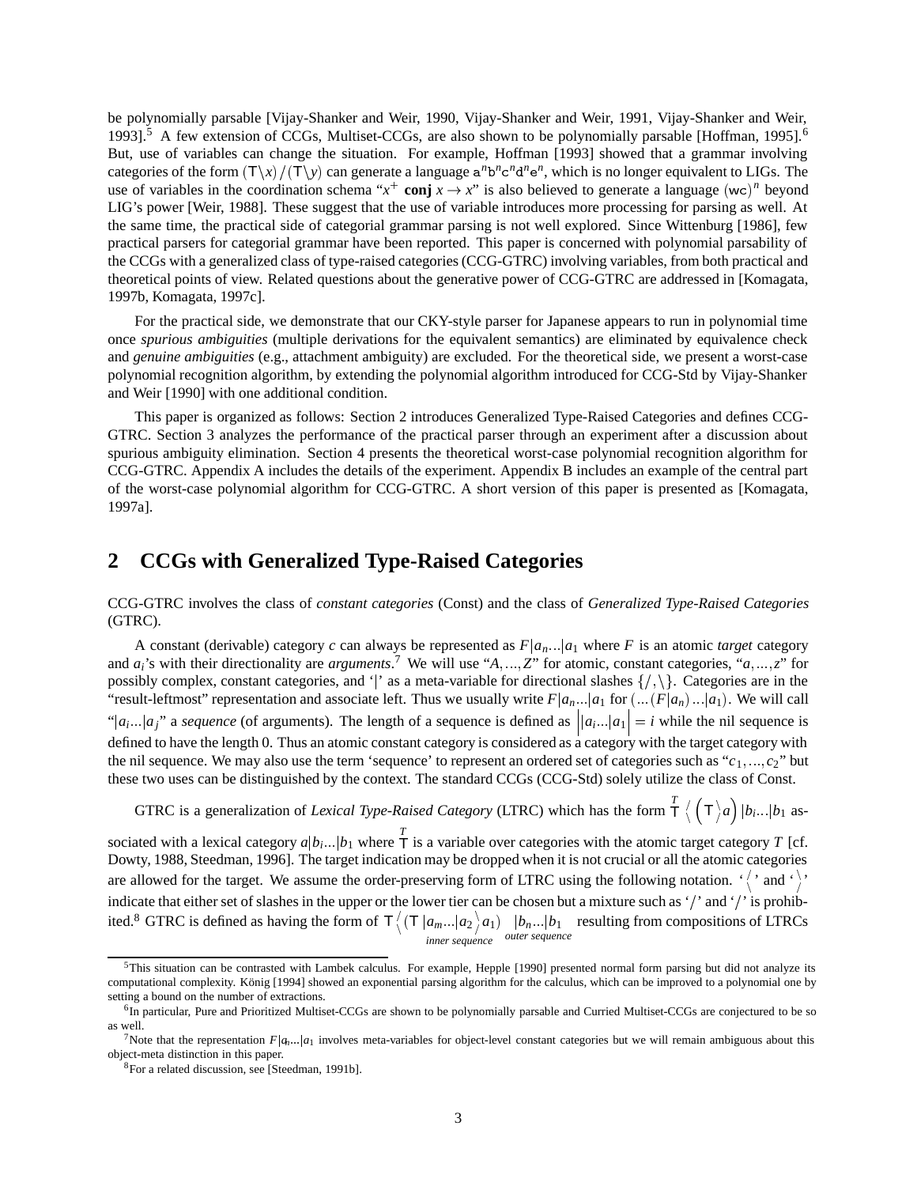be polynomially parsable [Vijay-Shanker and Weir, 1990, Vijay-Shanker and Weir, 1991, Vijay-Shanker and Weir, 1993].[5] A few extension of CCGs, Multiset-CCGs, are also shown to be polynomially parsable [Hoffman, 1995].[6] But, use of variables can change the situation. For example, Hoffman [1993] showed that a grammar involving categories of the form $(\mathsf{T}\backslash x)/(\mathsf{T}\backslash y)$ can generate a language $\mathtt{a}^n\mathtt{b}^n\mathtt{c}^n\mathtt{d}^n\mathtt{e}^n$, which is no longer equivalent to LIGs. The use of variables in the coordination schema "$x^+$ **conj** $x \rightarrow x$" is also believed to generate a language $(\mathtt{wc})^n$ beyond LIG's power [Weir, 1988]. These suggest that the use of variable introduces more processing for parsing as well. At the same time, the practical side of categorial grammar parsing is not well explored. Since Wittenburg [1986], few practical parsers for categorial grammar have been reported. This paper is concerned with polynomial parsability of the CCGs with a generalized class of type-raised categories (CCG-GTRC) involving variables, from both practical and theoretical points of view. Related questions about the generative power of CCG-GTRC are addressed in [Komagata, 1997b, Komagata, 1997c].

For the practical side, we demonstrate that our CKY-style parser for Japanese appears to run in polynomial time once *spurious ambiguities* (multiple derivations for the equivalent semantics) are eliminated by equivalence check and *genuine ambiguities* (e.g., attachment ambiguity) are excluded. For the theoretical side, we present a worst-case polynomial recognition algorithm, by extending the polynomial algorithm introduced for CCG-Std by Vijay-Shanker and Weir [1990] with one additional condition.

This paper is organized as follows: Section 2 introduces Generalized Type-Raised Categories and defines CCG-GTRC. Section 3 analyzes the performance of the practical parser through an experiment after a discussion about spurious ambiguity elimination. Section 4 presents the theoretical worst-case polynomial recognition algorithm for CCG-GTRC. Appendix A includes the details of the experiment. Appendix B includes an example of the central part of the worst-case polynomial algorithm for CCG-GTRC. A short version of this paper is presented as [Komagata, 1997a].

## 2 CCGs with Generalized Type-Raised Categories

CCG-GTRC involves the class of *constant categories* (Const) and the class of *Generalized Type-Raised Categories* (GTRC).

A constant (derivable) category $c$ can always be represented as $F|a_n...|a_1$ where $F$ is an atomic *target* category and $a_i$'s with their directionality are *arguments*.[7] We will use "$A,...,Z$" for atomic, constant categories, "$a,...,z$" for possibly complex, constant categories, and '$|$' as a meta-variable for directional slashes $\{/,\backslash\}$. Categories are in the "result-leftmost" representation and associate left. Thus we usually write $F|a_n...|a_1$ for $(...(F|a_n)...|a_1)$. We will call "$|a_i...|a_j$" a *sequence* (of arguments). The length of a sequence is defined as $\left||a_i...|a_1\right| = i$ while the nil sequence is defined to have the length 0. Thus an atomic constant category is considered as a category with the target category with the nil sequence. We may also use the term 'sequence' to represent an ordered set of categories such as "$c_1,...,c_2$" but these two uses can be distinguished by the context. The standard CCGs (CCG-Std) solely utilize the class of Const.

GTRC is a generalization of *Lexical Type-Raised Category* (LTRC) which has the form $\overset{T}{\mathsf{T}} \genfrac{}{}{0pt}{}{/}{\backslash} \left(\mathsf{T} \genfrac{}{}{0pt}{}{\backslash}{/} a\right) |b_i...|b_1$ associated with a lexical category $a|b_i...|b_1$ where $\overset{T}{\mathsf{T}}$ is a variable over categories with the atomic target category $T$ [cf. Dowty, 1988, Steedman, 1996]. The target indication may be dropped when it is not crucial or all the atomic categories are allowed for the target. We assume the order-preserving form of LTRC using the following notation. '$\genfrac{}{}{0pt}{}{/}{\backslash}$' and '$\genfrac{}{}{0pt}{}{\backslash}{/}$' indicate that either set of slashes in the upper or the lower tier can be chosen but a mixture such as '$/$' and '$/$' is prohibited.[8] GTRC is defined as having the form of $\mathsf{T} \genfrac{}{}{0pt}{}{/}{\backslash} \underbrace{(\mathsf{T}\ |a_m...|a_2 \genfrac{}{}{0pt}{}{\backslash}{/} a_1)}_{\textit{inner sequence}}\ \underbrace{|b_n...|b_1}_{\textit{outer sequence}}$ resulting from compositions of LTRCs

[5] This situation can be contrasted with Lambek calculus. For example, Hepple [1990] presented normal form parsing but did not analyze its computational complexity. König [1994] showed an exponential parsing algorithm for the calculus, which can be improved to a polynomial one by setting a bound on the number of extractions.

[6] In particular, Pure and Prioritized Multiset-CCGs are shown to be polynomially parsable and Curried Multiset-CCGs are conjectured to be so as well.

[7] Note that the representation $F|a_n...|a_1$ involves meta-variables for object-level constant categories but we will remain ambiguous about this object-meta distinction in this paper.

[8] For a related discussion, see [Steedman, 1991b].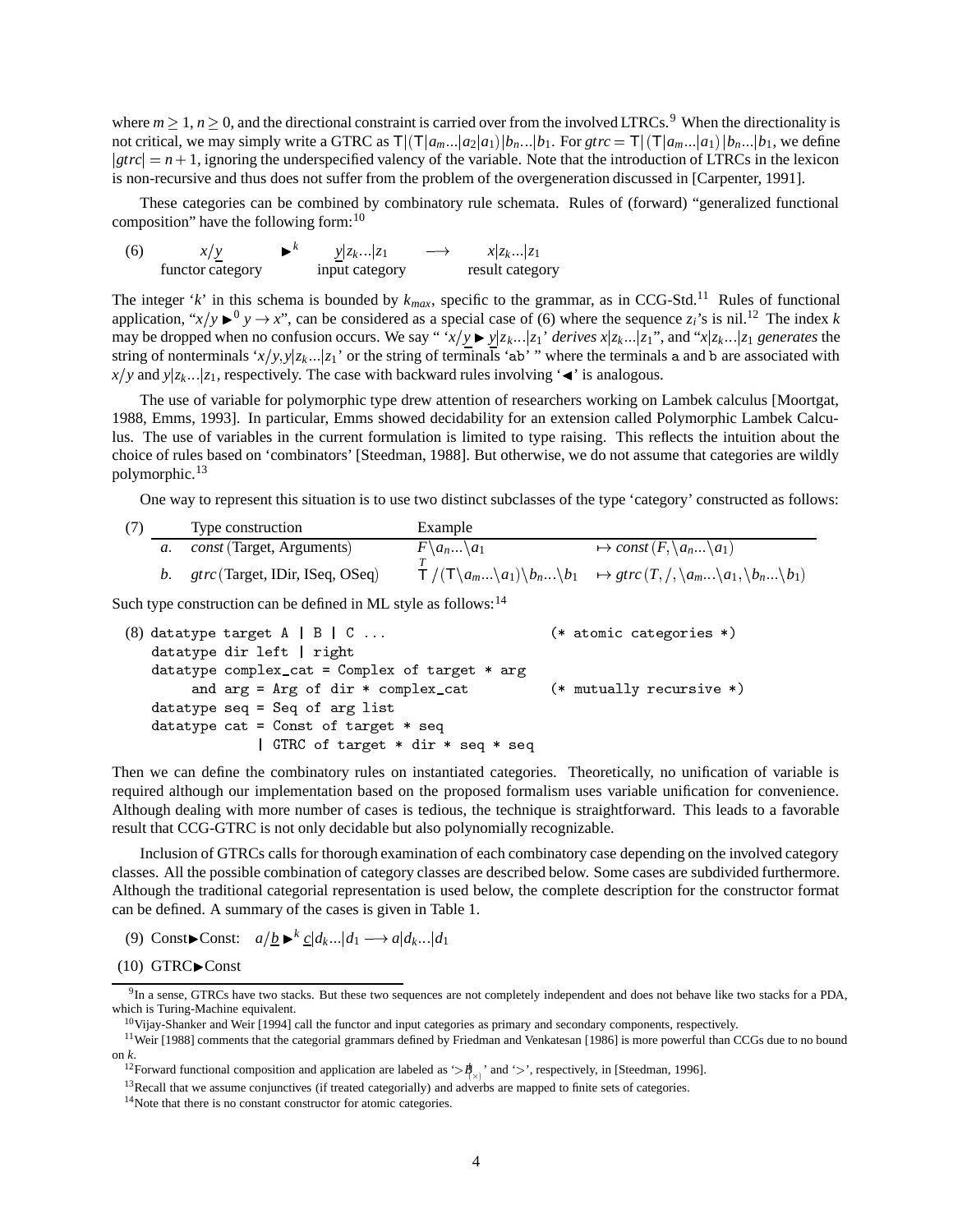where $m \geq 1$, $n \geq 0$, and the directional constraint is carried over from the involved LTRCs.[9] When the directionality is not critical, we may simply write a GTRC as $\mathsf{T}|(\mathsf{T}|a_m...|a_2|a_1)|b_n...|b_1$. For $gtrc = \mathsf{T}|(\mathsf{T}|a_m...|a_1)|b_n...|b_1$, we define $|gtrc| = n+1$, ignoring the underspecified valency of the variable. Note that the introduction of LTRCs in the lexicon is non-recursive and thus does not suffer from the problem of the overgeneration discussed in [Carpenter, 1991].

These categories can be combined by combinatory rule schemata. Rules of (forward) "generalized functional composition" have the following form:[10]

(6) $\underset{\text{functor category}}{x/\underline{y}} \quad \blacktriangleright^k \quad \underset{\text{input category}}{\underline{y}|z_k...|z_1} \quad \longrightarrow \quad \underset{\text{result category}}{x|z_k...|z_1}$

The integer '$k$' in this schema is bounded by $k_{max}$, specific to the grammar, as in CCG-Std.[11] Rules of functional application, "$x/y \blacktriangleright^0 y \rightarrow x$", can be considered as a special case of (6) where the sequence $z_i$'s is nil.[12] The index $k$ may be dropped when no confusion occurs. We say " '$x/\underline{y} \blacktriangleright \underline{y}|z_k...|z_1$' *derives* $x|z_k...|z_1$", and "$x|z_k...|z_1$ *generates* the string of nonterminals '$x/y, y|z_k...|z_1$' or the string of terminals 'ab' " where the terminals a and b are associated with $x/y$ and $y|z_k...|z_1$, respectively. The case with backward rules involving '$\blacktriangleleft$' is analogous.

The use of variable for polymorphic type drew attention of researchers working on Lambek calculus [Moortgat, 1988, Emms, 1993]. In particular, Emms showed decidability for an extension called Polymorphic Lambek Calculus. The use of variables in the current formulation is limited to type raising. This reflects the intuition about the choice of rules based on 'combinators' [Steedman, 1988]. But otherwise, we do not assume that categories are wildly polymorphic.[13]

One way to represent this situation is to use two distinct subclasses of the type 'category' constructed as follows:

| (7) | Type construction | Example | |
|---|---|---|---|
| *a.* | *const* (Target, Arguments) | $F\backslash a_n...\backslash a_1$ | $\mapsto$ *const* $(F, \backslash a_n...\backslash a_1)$ |
| *b.* | *gtrc* (Target, IDir, ISeq, OSeq) | $\overset{T}{\mathsf{T}}/(\mathsf{T}\backslash a_m...\backslash a_1)\backslash b_n...\backslash b_1$ | $\mapsto$ *gtrc* $(T, /, \backslash a_m...\backslash a_1, \backslash b_n...\backslash b_1)$ |

Such type construction can be defined in ML style as follows:[14]

```
(8) datatype target A | B | C ...                        (* atomic categories *)
    datatype dir left | right
    datatype complex_cat = Complex of target * arg
         and arg = Arg of dir * complex_cat              (* mutually recursive *)
    datatype seq = Seq of arg list
    datatype cat = Const of target * seq
                 | GTRC of target * dir * seq * seq
```

Then we can define the combinatory rules on instantiated categories. Theoretically, no unification of variable is required although our implementation based on the proposed formalism uses variable unification for convenience. Although dealing with more number of cases is tedious, the technique is straightforward. This leads to a favorable result that CCG-GTRC is not only decidable but also polynomially recognizable.

Inclusion of GTRCs calls for thorough examination of each combinatory case depending on the involved category classes. All the possible combination of category classes are described below. Some cases are subdivided furthermore. Although the traditional categorial representation is used below, the complete description for the constructor format can be defined. A summary of the cases is given in Table 1.

(9) Const$\blacktriangleright$Const: $\quad a/\underline{b} \blacktriangleright^k \underline{c}|d_k...|d_1 \longrightarrow a|d_k...|d_1$

(10) GTRC$\blacktriangleright$Const

---

[9] In a sense, GTRCs have two stacks. But these two sequences are not completely independent and does not behave like two stacks for a PDA, which is Turing-Machine equivalent.

[10] Vijay-Shanker and Weir [1994] call the functor and input categories as primary and secondary components, respectively.

[11] Weir [1988] comments that the categorial grammars defined by Friedman and Venkatesan [1986] is more powerful than CCGs due to no bound on $k$.

[12] Forward functional composition and application are labeled as '$>\mathbf{B}_{(\times)}$' and '$>$', respectively, in [Steedman, 1996].

[13] Recall that we assume conjunctives (if treated categorially) and adverbs are mapped to finite sets of categories.

[14] Note that there is no constant constructor for atomic categories.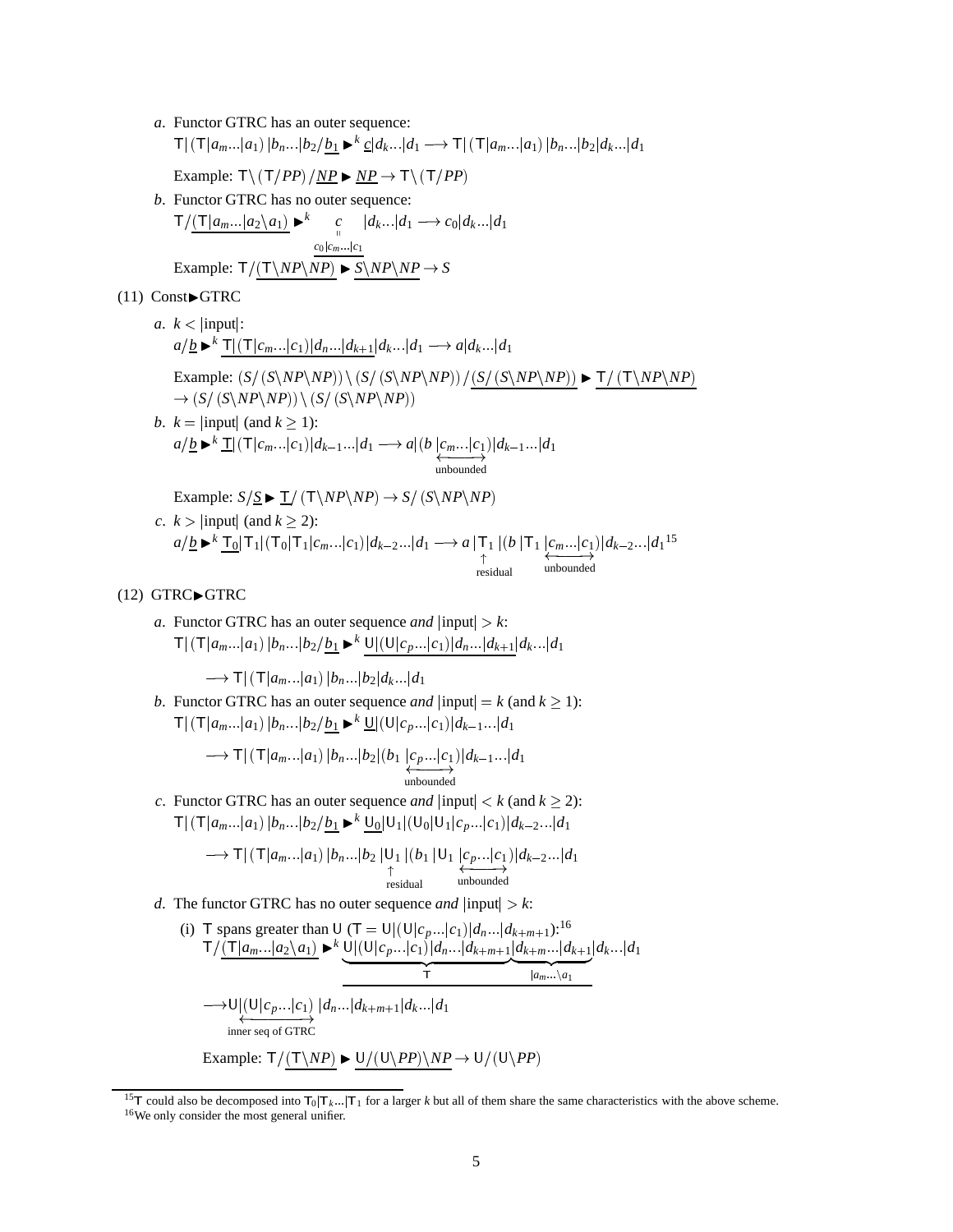*a*. Functor GTRC has an outer sequence:

$\mathsf{T}|(\mathsf{T}|a_m...|a_1)\,|b_n...|b_2/\underline{b_1} \blacktriangleright^k \underline{c}|d_k...|d_1 \longrightarrow \mathsf{T}|(\mathsf{T}|a_m...|a_1)\,|b_n...|b_2|d_k...|d_1$

Example: $\mathsf{T}\backslash(\mathsf{T}/PP)/\underline{NP} \blacktriangleright \underline{NP} \rightarrow \mathsf{T}\backslash(\mathsf{T}/PP)$

*b*. Functor GTRC has no outer sequence:

$\mathsf{T}/\underline{(\mathsf{T}|a_m...|a_2\backslash a_1)} \blacktriangleright^k \underbrace{c}_{c_0|c_m...|c_1} |d_k...|d_1 \longrightarrow c_0|d_k...|d_1$

Example: $\mathsf{T}/\underline{(\mathsf{T}\backslash NP\backslash NP)} \blacktriangleright \underline{S\backslash NP\backslash NP} \rightarrow S$

(11) Const▶GTRC

*a*. $k < |\text{input}|$:

$a/\underline{b} \blacktriangleright^k \underline{\mathsf{T}|(\mathsf{T}|c_m...|c_1)|d_n...|d_{k+1}}|d_k...|d_1 \longrightarrow a|d_k...|d_1$

Example: $(S/(S\backslash NP\backslash NP))\backslash(S/(S\backslash NP\backslash NP))/\underline{(S/(S\backslash NP\backslash NP))} \blacktriangleright \underline{\mathsf{T}/(\mathsf{T}\backslash NP\backslash NP)}$
$\rightarrow (S/(S\backslash NP\backslash NP))\backslash(S/(S\backslash NP\backslash NP))$

*b*. $k = |\text{input}|$ (and $k \geq 1$):

$a/\underline{b} \blacktriangleright^k \underline{\mathsf{T}}|(\mathsf{T}|c_m...|c_1)|d_{k-1}...|d_1 \longrightarrow a|(b\,\underbrace{|c_m...|c_1}_{\text{unbounded}})|d_{k-1}...|d_1$

Example: $S/\underline{S} \blacktriangleright \underline{\mathsf{T}}/(\mathsf{T}\backslash NP\backslash NP) \rightarrow S/(S\backslash NP\backslash NP)$

*c*. $k > |\text{input}|$ (and $k \geq 2$):

$a/\underline{b} \blacktriangleright^k \underline{\mathsf{T}_0}|\mathsf{T}_1|(\mathsf{T}_0|\mathsf{T}_1|c_m...|c_1)|d_{k-2}...|d_1 \longrightarrow a\,\underbrace{|\mathsf{T}_1}_{\text{residual}}|(b\,|\mathsf{T}_1\,\underbrace{|c_m...|c_1}_{\text{unbounded}})|d_{k-2}...|d_1$[15]

(12) GTRC▶GTRC

*a*. Functor GTRC has an outer sequence *and* $|\text{input}| > k$:

$\mathsf{T}|(\mathsf{T}|a_m...|a_1)\,|b_n...|b_2/\underline{b_1} \blacktriangleright^k \underline{\mathsf{U}|(\mathsf{U}|c_p...|c_1)|d_n...|d_{k+1}}|d_k...|d_1$

$\longrightarrow \mathsf{T}|(\mathsf{T}|a_m...|a_1)\,|b_n...|b_2|d_k...|d_1$

*b*. Functor GTRC has an outer sequence *and* $|\text{input}| = k$ (and $k \geq 1$):

$\mathsf{T}|(\mathsf{T}|a_m...|a_1)\,|b_n...|b_2/\underline{b_1} \blacktriangleright^k \underline{\mathsf{U}}|(\mathsf{U}|c_p...|c_1)|d_{k-1}...|d_1$

$\longrightarrow \mathsf{T}|(\mathsf{T}|a_m...|a_1)\,|b_n...|b_2|(b_1\,\underbrace{|c_p...|c_1}_{\text{unbounded}})|d_{k-1}...|d_1$

*c*. Functor GTRC has an outer sequence *and* $|\text{input}| < k$ (and $k \geq 2$):

$\mathsf{T}|(\mathsf{T}|a_m...|a_1)\,|b_n...|b_2/\underline{b_1} \blacktriangleright^k \underline{\mathsf{U}_0}|\mathsf{U}_1|(\mathsf{U}_0|\mathsf{U}_1|c_p...|c_1)|d_{k-2}...|d_1$

$\longrightarrow \mathsf{T}|(\mathsf{T}|a_m...|a_1)\,|b_n...|b_2\,\underbrace{|\mathsf{U}_1}_{\text{residual}}|(b_1\,|\mathsf{U}_1\,\underbrace{|c_p...|c_1}_{\text{unbounded}})|d_{k-2}...|d_1$

*d*. The functor GTRC has no outer sequence *and* $|\text{input}| > k$:

(i) $\mathsf{T}$ spans greater than $\mathsf{U}$ ($\mathsf{T} = \mathsf{U}|(\mathsf{U}|c_p...|c_1)|d_n...|d_{k+m+1}$):[16]

$\mathsf{T}/\underline{(\mathsf{T}|a_m...|a_2\backslash a_1)} \blacktriangleright^k \underline{\underbrace{\mathsf{U}|(\mathsf{U}|c_p...|c_1)|d_n...|d_{k+m+1}}_{\mathsf{T}}\underbrace{|d_{k+m}...|d_{k+1}}_{|a_m...\backslash a_1}}|d_k...|d_1$

$\longrightarrow \mathsf{U}|\underbrace{(\mathsf{U}|c_p...|c_1)}_{\text{inner seq of GTRC}}|d_n...|d_{k+m+1}|d_k...|d_1$

Example: $\mathsf{T}/\underline{(\mathsf{T}\backslash NP)} \blacktriangleright \underline{\mathsf{U}/(\mathsf{U}\backslash PP)\backslash NP} \rightarrow \mathsf{U}/(\mathsf{U}\backslash PP)$

---

[15] $\mathsf{T}$ could also be decomposed into $\mathsf{T}_0|\mathsf{T}_k...|\mathsf{T}_1$ for a larger $k$ but all of them share the same characteristics with the above scheme.

[16] We only consider the most general unifier.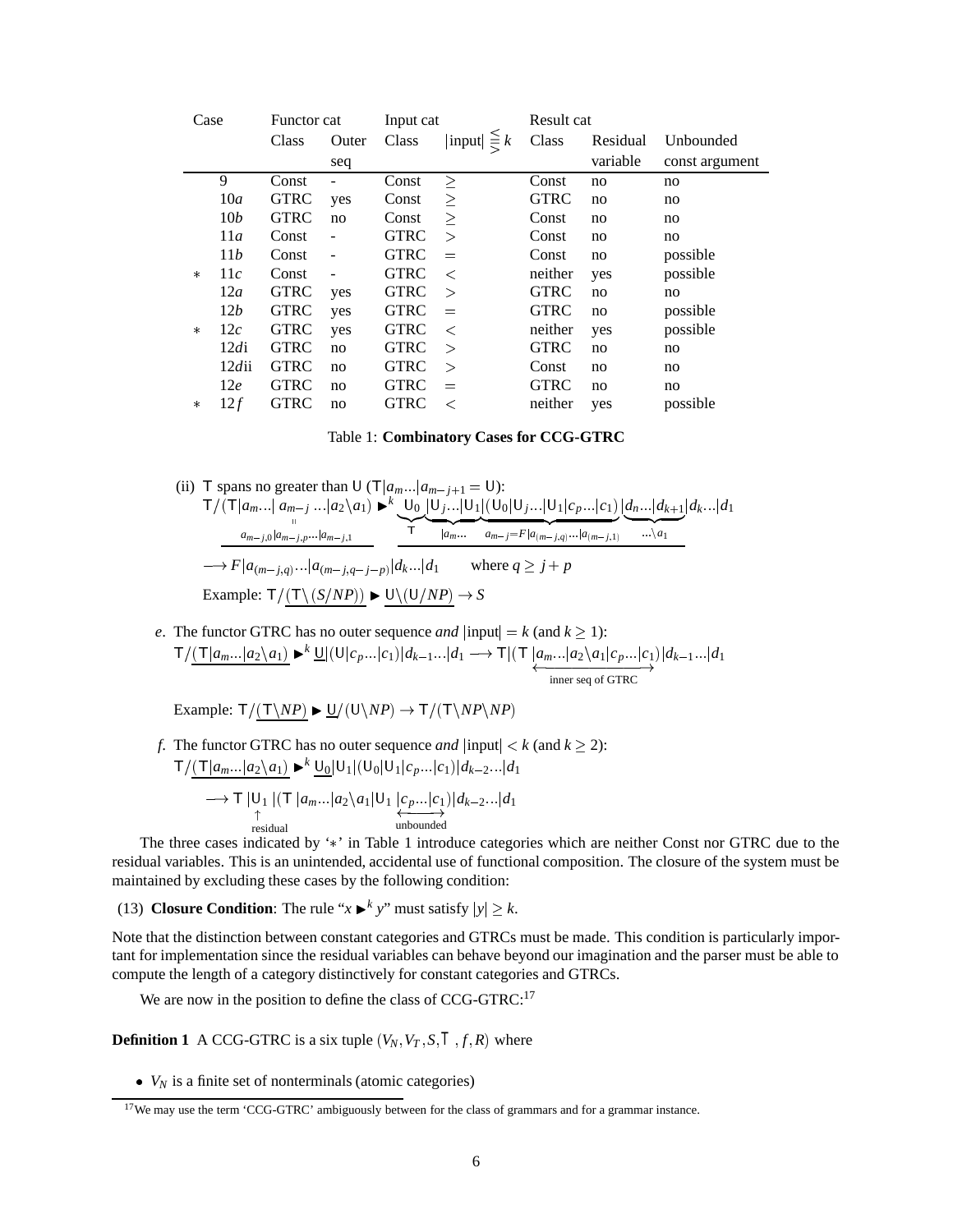| | Case | Functor cat | | Input cat | | Result cat | | |
|---|---|---|---|---|---|---|---|---|
| | | Class | Outer seq | Class | $\lvert\text{input}\rvert \lesseqgtr k$ | Class | Residual variable | Unbounded const argument |
| | 9 | Const | - | Const | $\geq$ | Const | no | no |
| | 10$a$ | GTRC | yes | Const | $\geq$ | GTRC | no | no |
| | 10$b$ | GTRC | no | Const | $\geq$ | Const | no | no |
| | 11$a$ | Const | - | GTRC | $>$ | Const | no | no |
| | 11$b$ | Const | - | GTRC | $=$ | Const | no | possible |
| * | 11$c$ | Const | - | GTRC | $<$ | neither | yes | possible |
| | 12$a$ | GTRC | yes | GTRC | $>$ | GTRC | no | no |
| | 12$b$ | GTRC | yes | GTRC | $=$ | GTRC | no | possible |
| * | 12$c$ | GTRC | yes | GTRC | $<$ | neither | yes | possible |
| | 12$d$i | GTRC | no | GTRC | $>$ | GTRC | no | no |
| | 12$d$ii | GTRC | no | GTRC | $>$ | Const | no | no |
| | 12$e$ | GTRC | no | GTRC | $=$ | GTRC | no | no |
| * | 12$f$ | GTRC | no | GTRC | $<$ | neither | yes | possible |

Table 1: **Combinatory Cases for CCG-GTRC**

(ii) $\mathsf{T}$ spans no greater than $\mathsf{U}$ ($\mathsf{T}|a_m...|a_{m-j+1} = \mathsf{U}$):

$$\mathsf{T}/\underline{(\mathsf{T}|a_m...|\underset{a_{m-j,0}|a_{m-j,p}...|a_{m-j,1}}{a_{m-j}}...|a_2\backslash a_1)} \blacktriangleright^k \underline{\underbrace{\mathsf{U}_0}_{\mathsf{T}}\underbrace{|\mathsf{U}_j...|\mathsf{U}_1}_{|a_m...}\underbrace{|(\mathsf{U}_0|\mathsf{U}_j...|\mathsf{U}_1|c_p...|c_1)}_{a_{m-j}=F|a_{(m-j,q)}...|a_{(m-j,1)}}\underbrace{|d_n...|d_{k+1}}_{...\backslash a_1}|d_k...|d_1}$$

$$\longrightarrow F|a_{(m-j,q)}...|a_{(m-j,q-j-p)}|d_k...|d_1 \qquad \text{where } q \geq j+p$$

Example: $\mathsf{T}/\underline{(\mathsf{T}\backslash(S/NP))} \blacktriangleright \underline{\mathsf{U}\backslash(\mathsf{U}/NP)} \rightarrow S$

*e*. The functor GTRC has no outer sequence *and* $|\text{input}| = k$ (and $k \geq 1$):

$$\mathsf{T}/\underline{(\mathsf{T}|a_m...|a_2\backslash a_1)} \blacktriangleright^k \underline{\mathsf{U}}|(\mathsf{U}|c_p...|c_1)|d_{k-1}...|d_1 \longrightarrow \mathsf{T}|(\mathsf{T}\ \underbrace{|a_m...|a_2\backslash a_1|c_p...|c_1}_{\text{inner seq of GTRC}})|d_{k-1}...|d_1$$

Example: $\mathsf{T}/\underline{(\mathsf{T}\backslash NP)} \blacktriangleright \underline{\mathsf{U}}/(\mathsf{U}\backslash NP) \rightarrow \mathsf{T}/(\mathsf{T}\backslash NP\backslash NP)$

*f*. The functor GTRC has no outer sequence *and* $|\text{input}| < k$ (and $k \geq 2$):

$$\mathsf{T}/\underline{(\mathsf{T}|a_m...|a_2\backslash a_1)} \blacktriangleright^k \underline{\mathsf{U}_0}|\mathsf{U}_1|(\mathsf{U}_0|\mathsf{U}_1|c_p...|c_1)|d_{k-2}...|d_1$$

$$\longrightarrow \mathsf{T}\ \underset{\text{residual}}{|\mathsf{U}_1}\ |(\mathsf{T}\ |a_m...|a_2\backslash a_1|\mathsf{U}_1\ \underbrace{|c_p...|c_1}_{\text{unbounded}})|d_{k-2}...|d_1$$

The three cases indicated by '*' in Table 1 introduce categories which are neither Const nor GTRC due to the residual variables. This is an unintended, accidental use of functional composition. The closure of the system must be maintained by excluding these cases by the following condition:

(13) **Closure Condition**: The rule "$x \blacktriangleright^k y$" must satisfy $|y| \geq k$.

Note that the distinction between constant categories and GTRCs must be made. This condition is particularly important for implementation since the residual variables can behave beyond our imagination and the parser must be able to compute the length of a category distinctively for constant categories and GTRCs.

We are now in the position to define the class of CCG-GTRC:[17]

**Definition 1** A CCG-GTRC is a six tuple $(V_N, V_T, S, \mathsf{T}, f, R)$ where

- $V_N$ is a finite set of nonterminals (atomic categories)

[17] We may use the term 'CCG-GTRC' ambiguously between for the class of grammars and for a grammar instance.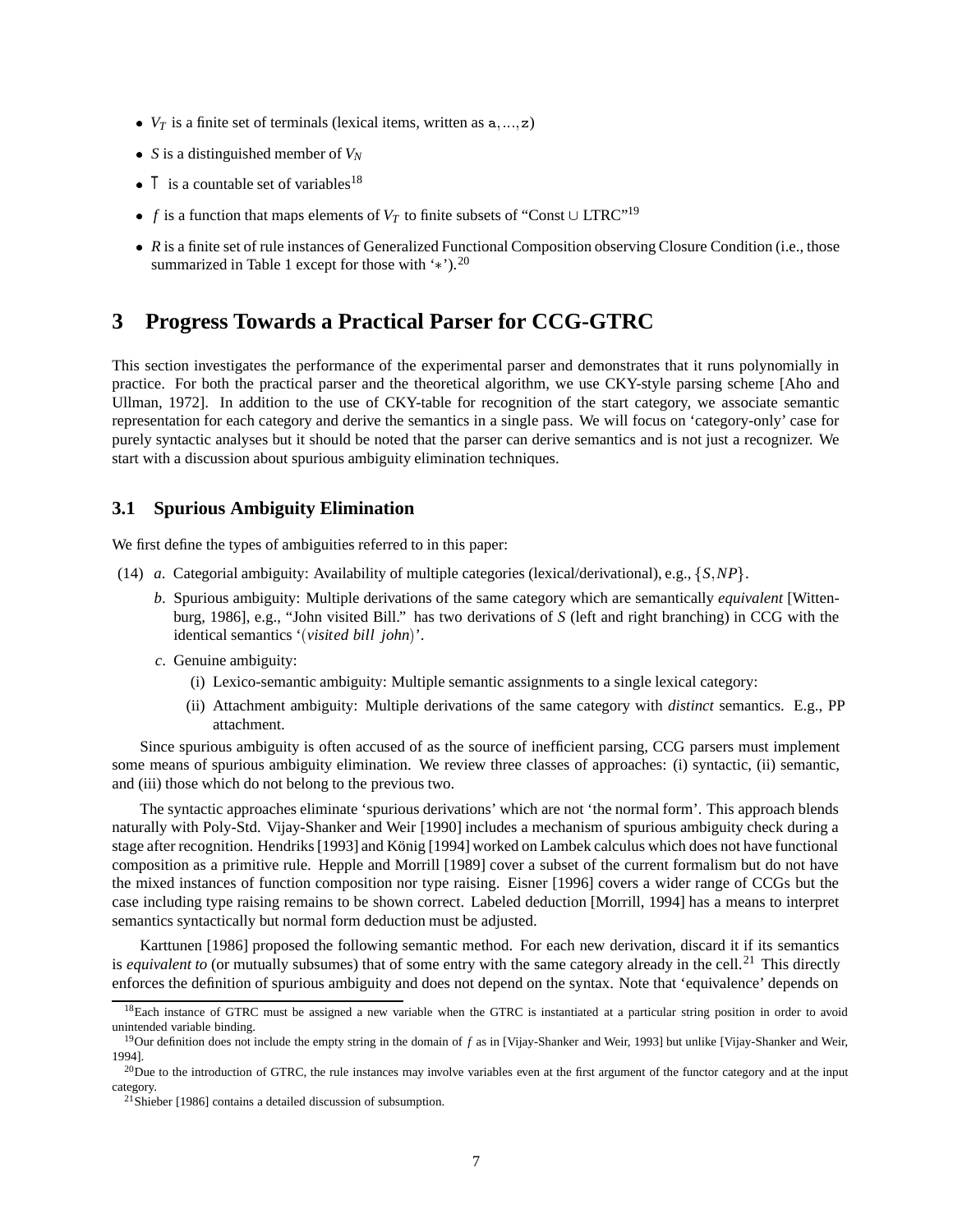- $V_T$ is a finite set of terminals (lexical items, written as a, ..., z)
- $S$ is a distinguished member of $V_N$
- $\top$ is a countable set of variables[18]
- $f$ is a function that maps elements of $V_T$ to finite subsets of "Const ∪ LTRC"[19]
- $R$ is a finite set of rule instances of Generalized Functional Composition observing Closure Condition (i.e., those summarized in Table 1 except for those with '∗').[20]

# 3 Progress Towards a Practical Parser for CCG-GTRC

This section investigates the performance of the experimental parser and demonstrates that it runs polynomially in practice. For both the practical parser and the theoretical algorithm, we use CKY-style parsing scheme [Aho and Ullman, 1972]. In addition to the use of CKY-table for recognition of the start category, we associate semantic representation for each category and derive the semantics in a single pass. We will focus on 'category-only' case for purely syntactic analyses but it should be noted that the parser can derive semantics and is not just a recognizer. We start with a discussion about spurious ambiguity elimination techniques.

## 3.1 Spurious Ambiguity Elimination

We first define the types of ambiguities referred to in this paper:

(14) *a*. Categorial ambiguity: Availability of multiple categories (lexical/derivational), e.g., $\{S, NP\}$.

*b*. Spurious ambiguity: Multiple derivations of the same category which are semantically *equivalent* [Wittenburg, 1986], e.g., "John visited Bill." has two derivations of $S$ (left and right branching) in CCG with the identical semantics '(*visited bill john*)'.

*c*. Genuine ambiguity:

(i) Lexico-semantic ambiguity: Multiple semantic assignments to a single lexical category:

(ii) Attachment ambiguity: Multiple derivations of the same category with *distinct* semantics. E.g., PP attachment.

Since spurious ambiguity is often accused of as the source of inefficient parsing, CCG parsers must implement some means of spurious ambiguity elimination. We review three classes of approaches: (i) syntactic, (ii) semantic, and (iii) those which do not belong to the previous two.

The syntactic approaches eliminate 'spurious derivations' which are not 'the normal form'. This approach blends naturally with Poly-Std. Vijay-Shanker and Weir [1990] includes a mechanism of spurious ambiguity check during a stage after recognition. Hendriks [1993] and König [1994] worked on Lambek calculus which does not have functional composition as a primitive rule. Hepple and Morrill [1989] cover a subset of the current formalism but do not have the mixed instances of function composition nor type raising. Eisner [1996] covers a wider range of CCGs but the case including type raising remains to be shown correct. Labeled deduction [Morrill, 1994] has a means to interpret semantics syntactically but normal form deduction must be adjusted.

Karttunen [1986] proposed the following semantic method. For each new derivation, discard it if its semantics is *equivalent to* (or mutually subsumes) that of some entry with the same category already in the cell.[21] This directly enforces the definition of spurious ambiguity and does not depend on the syntax. Note that 'equivalence' depends on

---

[18] Each instance of GTRC must be assigned a new variable when the GTRC is instantiated at a particular string position in order to avoid unintended variable binding.

[19] Our definition does not include the empty string in the domain of $f$ as in [Vijay-Shanker and Weir, 1993] but unlike [Vijay-Shanker and Weir, 1994].

[20] Due to the introduction of GTRC, the rule instances may involve variables even at the first argument of the functor category and at the input category.

[21] Shieber [1986] contains a detailed discussion of subsumption.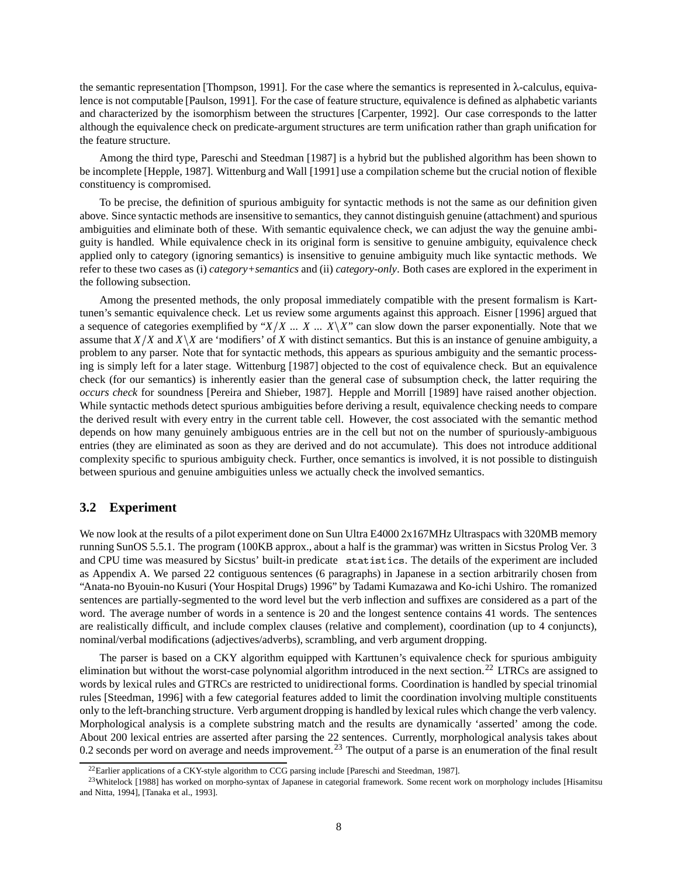the semantic representation [Thompson, 1991]. For the case where the semantics is represented in λ-calculus, equivalence is not computable [Paulson, 1991]. For the case of feature structure, equivalence is defined as alphabetic variants and characterized by the isomorphism between the structures [Carpenter, 1992]. Our case corresponds to the latter although the equivalence check on predicate-argument structures are term unification rather than graph unification for the feature structure.

Among the third type, Pareschi and Steedman [1987] is a hybrid but the published algorithm has been shown to be incomplete [Hepple, 1987]. Wittenburg and Wall [1991] use a compilation scheme but the crucial notion of flexible constituency is compromised.

To be precise, the definition of spurious ambiguity for syntactic methods is not the same as our definition given above. Since syntactic methods are insensitive to semantics, they cannot distinguish genuine (attachment) and spurious ambiguities and eliminate both of these. With semantic equivalence check, we can adjust the way the genuine ambiguity is handled. While equivalence check in its original form is sensitive to genuine ambiguity, equivalence check applied only to category (ignoring semantics) is insensitive to genuine ambiguity much like syntactic methods. We refer to these two cases as (i) *category+semantics* and (ii) *category-only*. Both cases are explored in the experiment in the following subsection.

Among the presented methods, the only proposal immediately compatible with the present formalism is Karttunen's semantic equivalence check. Let us review some arguments against this approach. Eisner [1996] argued that a sequence of categories exemplified by "$X/X$ ... $X$ ... $X\backslash X$" can slow down the parser exponentially. Note that we assume that $X/X$ and $X\backslash X$ are 'modifiers' of $X$ with distinct semantics. But this is an instance of genuine ambiguity, a problem to any parser. Note that for syntactic methods, this appears as spurious ambiguity and the semantic processing is simply left for a later stage. Wittenburg [1987] objected to the cost of equivalence check. But an equivalence check (for our semantics) is inherently easier than the general case of subsumption check, the latter requiring the *occurs check* for soundness [Pereira and Shieber, 1987]. Hepple and Morrill [1989] have raised another objection. While syntactic methods detect spurious ambiguities before deriving a result, equivalence checking needs to compare the derived result with every entry in the current table cell. However, the cost associated with the semantic method depends on how many genuinely ambiguous entries are in the cell but not on the number of spuriously-ambiguous entries (they are eliminated as soon as they are derived and do not accumulate). This does not introduce additional complexity specific to spurious ambiguity check. Further, once semantics is involved, it is not possible to distinguish between spurious and genuine ambiguities unless we actually check the involved semantics.

## 3.2 Experiment

We now look at the results of a pilot experiment done on Sun Ultra E4000 2x167MHz Ultraspacs with 320MB memory running SunOS 5.5.1. The program (100KB approx., about a half is the grammar) was written in Sicstus Prolog Ver. 3 and CPU time was measured by Sicstus' built-in predicate `statistics`. The details of the experiment are included as Appendix A. We parsed 22 contiguous sentences (6 paragraphs) in Japanese in a section arbitrarily chosen from "Anata-no Byouin-no Kusuri (Your Hospital Drugs) 1996" by Tadami Kumazawa and Ko-ichi Ushiro. The romanized sentences are partially-segmented to the word level but the verb inflection and suffixes are considered as a part of the word. The average number of words in a sentence is 20 and the longest sentence contains 41 words. The sentences are realistically difficult, and include complex clauses (relative and complement), coordination (up to 4 conjuncts), nominal/verbal modifications (adjectives/adverbs), scrambling, and verb argument dropping.

The parser is based on a CKY algorithm equipped with Karttunen's equivalence check for spurious ambiguity elimination but without the worst-case polynomial algorithm introduced in the next section.[22] LTRCs are assigned to words by lexical rules and GTRCs are restricted to unidirectional forms. Coordination is handled by special trinomial rules [Steedman, 1996] with a few categorial features added to limit the coordination involving multiple constituents only to the left-branching structure. Verb argument dropping is handled by lexical rules which change the verb valency. Morphological analysis is a complete substring match and the results are dynamically 'asserted' among the code. About 200 lexical entries are asserted after parsing the 22 sentences. Currently, morphological analysis takes about 0.2 seconds per word on average and needs improvement.[23] The output of a parse is an enumeration of the final result

[22] Earlier applications of a CKY-style algorithm to CCG parsing include [Pareschi and Steedman, 1987].

[23] Whitelock [1988] has worked on morpho-syntax of Japanese in categorial framework. Some recent work on morphology includes [Hisamitsu and Nitta, 1994], [Tanaka et al., 1993].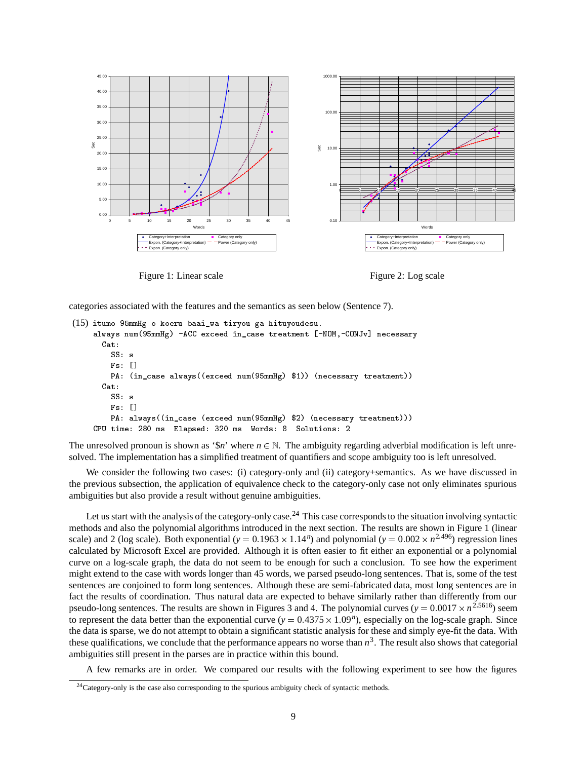Figure 1: Linear scale

Figure 2: Log scale

categories associated with the features and the semantics as seen below (Sentence 7).

```
(15) itumo 95mmHg o koeru baai_wa tiryou ga hituyoudesu.
     always num(95mmHg) -ACC exceed in_case treatment [-NOM,-CONJv] necessary
       Cat:
         SS: s
         Fs: []
         PA: (in_case always((exceed num(95mmHg) $1)) (necessary treatment))
       Cat:
         SS: s
         Fs: []
         PA: always((in_case (exceed num(95mmHg) $2) (necessary treatment)))
     CPU time: 280 ms  Elapsed: 320 ms  Words: 8  Solutions: 2
```

The unresolved pronoun is shown as '$\$n$' where $n \in \mathbb{N}$. The ambiguity regarding adverbial modification is left unresolved. The implementation has a simplified treatment of quantifiers and scope ambiguity too is left unresolved.

We consider the following two cases: (i) category-only and (ii) category+semantics. As we have discussed in the previous subsection, the application of equivalence check to the category-only case not only eliminates spurious ambiguities but also provide a result without genuine ambiguities.

Let us start with the analysis of the category-only case.[24] This case corresponds to the situation involving syntactic methods and also the polynomial algorithms introduced in the next section. The results are shown in Figure 1 (linear scale) and 2 (log scale). Both exponential ($y = 0.1963 \times 1.14^n$) and polynomial ($y = 0.002 \times n^{2.496}$) regression lines calculated by Microsoft Excel are provided. Although it is often easier to fit either an exponential or a polynomial curve on a log-scale graph, the data do not seem to be enough for such a conclusion. To see how the experiment might extend to the case with words longer than 45 words, we parsed pseudo-long sentences. That is, some of the test sentences are conjoined to form long sentences. Although these are semi-fabricated data, most long sentences are in fact the results of coordination. Thus natural data are expected to behave similarly rather than differently from our pseudo-long sentences. The results are shown in Figures 3 and 4. The polynomial curves ($y = 0.0017 \times n^{2.5616}$) seem to represent the data better than the exponential curve ($y = 0.4375 \times 1.09^n$), especially on the log-scale graph. Since the data is sparse, we do not attempt to obtain a significant statistic analysis for these and simply eye-fit the data. With these qualifications, we conclude that the performance appears no worse than $n^3$. The result also shows that categorial ambiguities still present in the parses are in practice within this bound.

A few remarks are in order. We compared our results with the following experiment to see how the figures

[24] Category-only is the case also corresponding to the spurious ambiguity check of syntactic methods.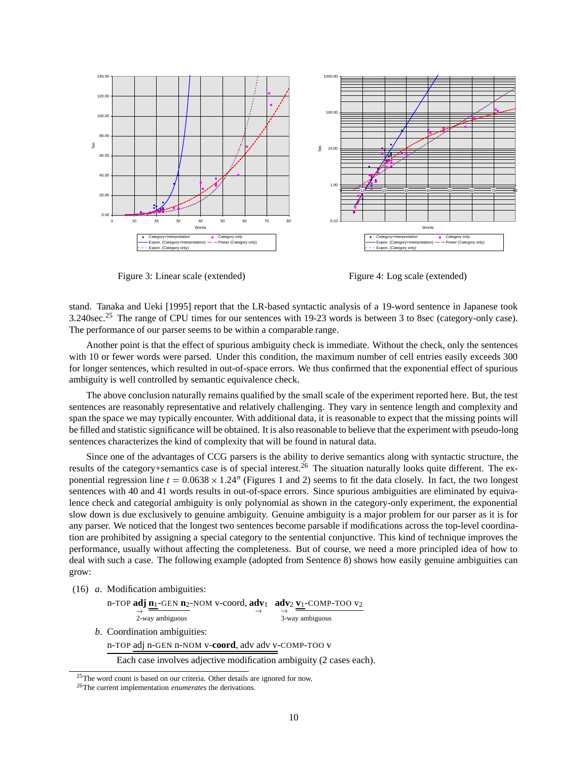Figure 3: Linear scale (extended)

Figure 4: Log scale (extended)

stand. Tanaka and Ueki [1995] report that the LR-based syntactic analysis of a 19-word sentence in Japanese took 3.240sec.[25] The range of CPU times for our sentences with 19-23 words is between 3 to 8sec (category-only case). The performance of our parser seems to be within a comparable range.

Another point is that the effect of spurious ambiguity check is immediate. Without the check, only the sentences with 10 or fewer words were parsed. Under this condition, the maximum number of cell entries easily exceeds 300 for longer sentences, which resulted in out-of-space errors. We thus confirmed that the exponential effect of spurious ambiguity is well controlled by semantic equivalence check.

The above conclusion naturally remains qualified by the small scale of the experiment reported here. But, the test sentences are reasonably representative and relatively challenging. They vary in sentence length and complexity and span the space we may typically encounter. With additional data, it is reasonable to expect that the missing points will be filled and statistic significance will be obtained. It is also reasonable to believe that the experiment with pseudo-long sentences characterizes the kind of complexity that will be found in natural data.

Since one of the advantages of CCG parsers is the ability to derive semantics along with syntactic structure, the results of the category+semantics case is of special interest.[26] The situation naturally looks quite different. The exponential regression line $t = 0.0638 \times 1.24^n$ (Figures 1 and 2) seems to fit the data closely. In fact, the two longest sentences with 40 and 41 words results in out-of-space errors. Since spurious ambiguities are eliminated by equivalence check and categorial ambiguity is only polynomial as shown in the category-only experiment, the exponential slow down is due exclusively to genuine ambiguity. Genuine ambiguity is a major problem for our parser as it is for any parser. We noticed that the longest two sentences become parsable if modifications across the top-level coordination are prohibited by assigning a special category to the sentential conjunctive. This kind of technique improves the performance, usually without affecting the completeness. But of course, we need a more principled idea of how to deal with such a case. The following example (adopted from Sentence 8) shows how easily genuine ambiguities can grow:

(16) *a.* Modification ambiguities:

n-TOP **adj** **n**$_1$-GEN **n**$_2$-NOM v-coord, **adv**$_1$ **adv**$_2$ **v**$_1$-COMP-TOO v$_2$

2-way ambiguous &nbsp;&nbsp;&nbsp;&nbsp; 3-way ambiguous

*b.* Coordination ambiguities:

n-TOP adj n-GEN n-NOM v-**coord**, adv adv v-COMP-TOO v

Each case involves adjective modification ambiguity (2 cases each).

[25] The word count is based on our criteria. Other details are ignored for now.

[26] The current implementation *enumerates* the derivations.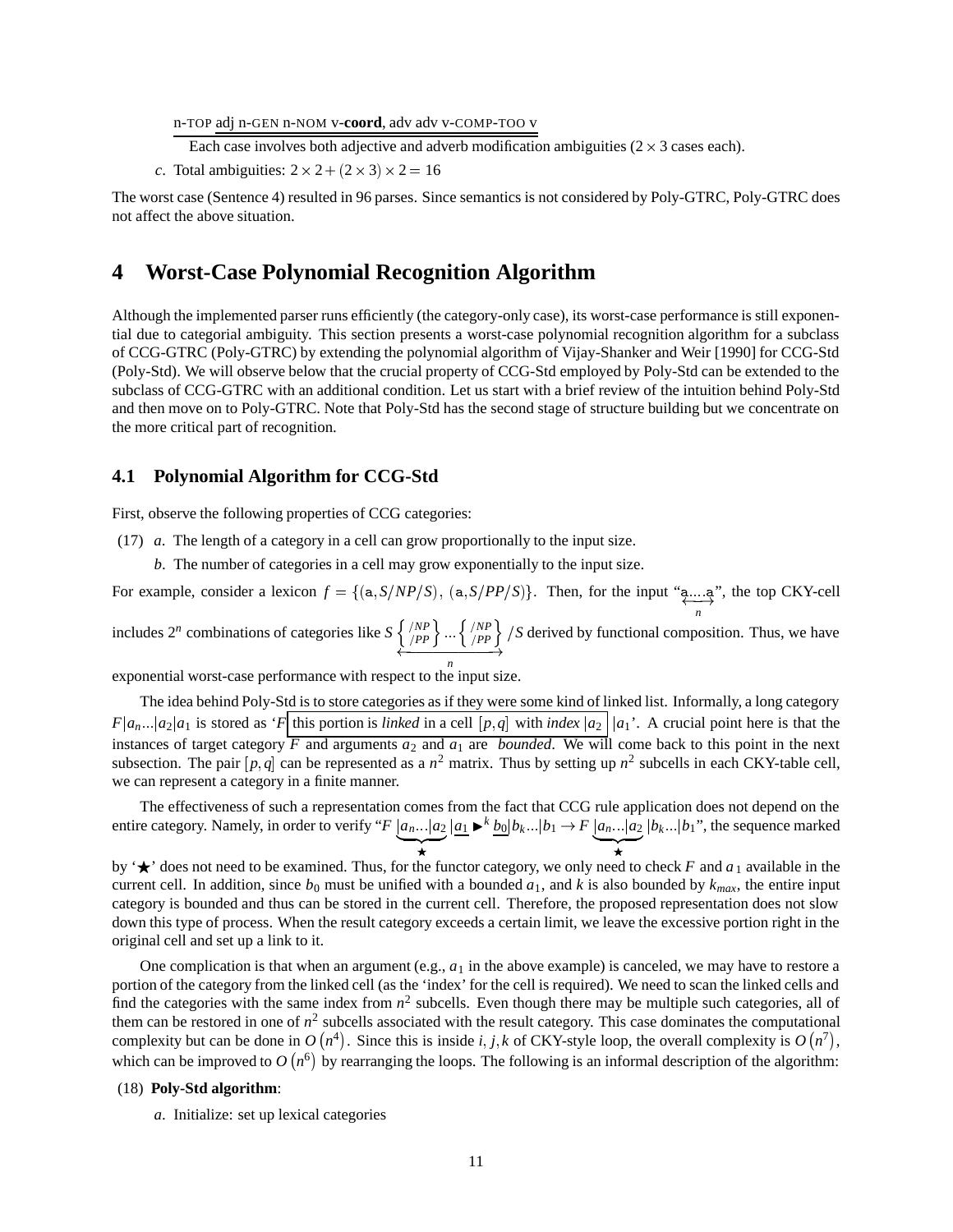n-TOP adj n-GEN n-NOM v-**coord**, adv adv v-COMP-TOO v

Each case involves both adjective and adverb modification ambiguities ($2 \times 3$ cases each).

*c*. Total ambiguities: $2 \times 2 + (2 \times 3) \times 2 = 16$

The worst case (Sentence 4) resulted in 96 parses. Since semantics is not considered by Poly-GTRC, Poly-GTRC does not affect the above situation.

# 4 Worst-Case Polynomial Recognition Algorithm

Although the implemented parser runs efficiently (the category-only case), its worst-case performance is still exponential due to categorial ambiguity. This section presents a worst-case polynomial recognition algorithm for a subclass of CCG-GTRC (Poly-GTRC) by extending the polynomial algorithm of Vijay-Shanker and Weir [1990] for CCG-Std (Poly-Std). We will observe below that the crucial property of CCG-Std employed by Poly-Std can be extended to the subclass of CCG-GTRC with an additional condition. Let us start with a brief review of the intuition behind Poly-Std and then move on to Poly-GTRC. Note that Poly-Std has the second stage of structure building but we concentrate on the more critical part of recognition.

## 4.1 Polynomial Algorithm for CCG-Std

First, observe the following properties of CCG categories:

(17) *a*. The length of a category in a cell can grow proportionally to the input size.

*b*. The number of categories in a cell may grow exponentially to the input size.

For example, consider a lexicon $f = \{(\mathtt{a}, S/NP/S),\ (\mathtt{a}, S/PP/S)\}$. Then, for the input "$\underleftrightarrow{\mathtt{a....a}}_{n}$", the top CKY-cell includes $2^n$ combinations of categories like $S \underleftrightarrow{\left\{ {}^{/NP}_{/PP} \right\} ... \left\{ {}^{/NP}_{/PP} \right\}}_{n} /S$ derived by functional composition. Thus, we have exponential worst-case performance with respect to the input size.

The idea behind Poly-Std is to store categories as if they were some kind of linked list. Informally, a long category $F|a_n...|a_2|a_1$ is stored as '$F$ [this portion is *linked* in a cell $[p,q]$ with *index* $|a_2$] $|a_1$'. A crucial point here is that the instances of target category $F$ and arguments $a_2$ and $a_1$ are *bounded*. We will come back to this point in the next subsection. The pair $[p,q]$ can be represented as a $n^2$ matrix. Thus by setting up $n^2$ subcells in each CKY-table cell, we can represent a category in a finite manner.

The effectiveness of such a representation comes from the fact that CCG rule application does not depend on the entire category. Namely, in order to verify "$F \underbrace{|a_n...|a_2}_{\star} \underline{|a_1} \blacktriangleright^k \underline{b_0}|b_k...|b_1 \rightarrow F \underbrace{|a_n...|a_2}_{\star} |b_k...|b_1$", the sequence marked by '$\bigstar$' does not need to be examined. Thus, for the functor category, we only need to check $F$ and $a_1$ available in the current cell. In addition, since $b_0$ must be unified with a bounded $a_1$, and $k$ is also bounded by $k_{max}$, the entire input category is bounded and thus can be stored in the current cell. Therefore, the proposed representation does not slow down this type of process. When the result category exceeds a certain limit, we leave the excessive portion right in the original cell and set up a link to it.

One complication is that when an argument (e.g., $a_1$ in the above example) is canceled, we may have to restore a portion of the category from the linked cell (as the 'index' for the cell is required). We need to scan the linked cells and find the categories with the same index from $n^2$ subcells. Even though there may be multiple such categories, all of them can be restored in one of $n^2$ subcells associated with the result category. This case dominates the computational complexity but can be done in $O(n^4)$. Since this is inside $i, j, k$ of CKY-style loop, the overall complexity is $O(n^7)$, which can be improved to $O(n^6)$ by rearranging the loops. The following is an informal description of the algorithm:

(18) **Poly-Std algorithm**:

*a*. Initialize: set up lexical categories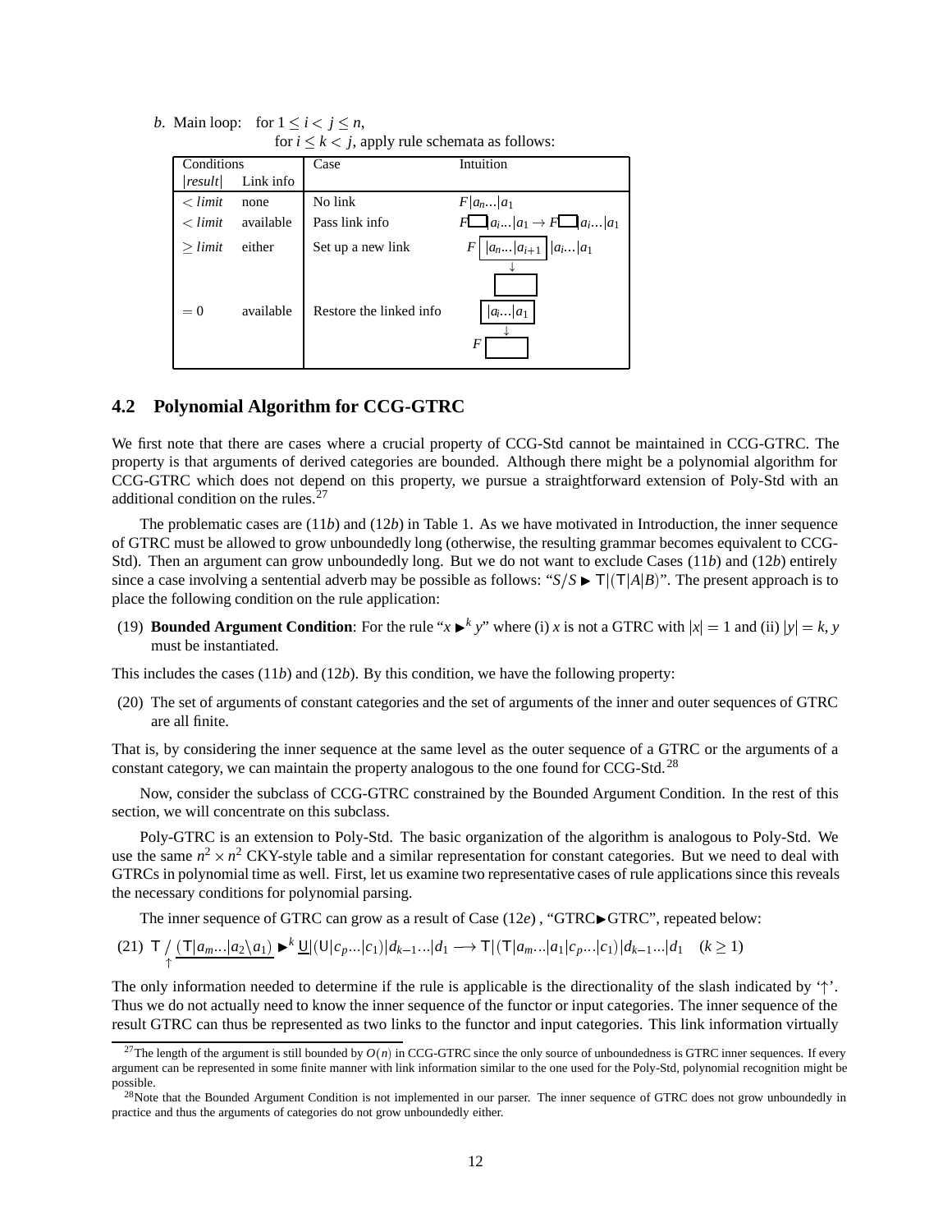*b*. Main loop: for $1 \le i < j \le n$,
for $i \le k < j$, apply rule schemata as follows:

| Conditions $\|result\|$ | Link info | Case | Intuition |
|---|---|---|---|
| $< limit$ | none | No link | $F\|a_n...\|a_1$ |
| $< limit$ | available | Pass link info | $F\square\|a_i...\|a_1 \rightarrow F\square\|a_i...\|a_1$ |
| $\ge limit$ | either | Set up a new link | $F \boxed{\|a_n...\|a_{i+1}} \|a_i...\|a_1$ $\downarrow$ $\square$ |
| $= 0$ | available | Restore the linked info | $\boxed{\|a_i...\|a_1}$ $\downarrow$ $F\square$ |

## 4.2 Polynomial Algorithm for CCG-GTRC

We first note that there are cases where a crucial property of CCG-Std cannot be maintained in CCG-GTRC. The property is that arguments of derived categories are bounded. Although there might be a polynomial algorithm for CCG-GTRC which does not depend on this property, we pursue a straightforward extension of Poly-Std with an additional condition on the rules.[27]

The problematic cases are (11*b*) and (12*b*) in Table 1. As we have motivated in Introduction, the inner sequence of GTRC must be allowed to grow unboundedly long (otherwise, the resulting grammar becomes equivalent to CCG-Std). Then an argument can grow unboundedly long. But we do not want to exclude Cases (11*b*) and (12*b*) entirely since a case involving a sentential adverb may be possible as follows: "$S/S \blacktriangleright \mathsf{T}|(\mathsf{T}|A|B)$". The present approach is to place the following condition on the rule application:

(19) **Bounded Argument Condition**: For the rule "$x \blacktriangleright^k y$" where (i) $x$ is not a GTRC with $|x| = 1$ and (ii) $|y| = k$, $y$ must be instantiated.

This includes the cases (11*b*) and (12*b*). By this condition, we have the following property:

(20) The set of arguments of constant categories and the set of arguments of the inner and outer sequences of GTRC are all finite.

That is, by considering the inner sequence at the same level as the outer sequence of a GTRC or the arguments of a constant category, we can maintain the property analogous to the one found for CCG-Std.[28]

Now, consider the subclass of CCG-GTRC constrained by the Bounded Argument Condition. In the rest of this section, we will concentrate on this subclass.

Poly-GTRC is an extension to Poly-Std. The basic organization of the algorithm is analogous to Poly-Std. We use the same $n^2 \times n^2$ CKY-style table and a similar representation for constant categories. But we need to deal with GTRCs in polynomial time as well. First, let us examine two representative cases of rule applications since this reveals the necessary conditions for polynomial parsing.

The inner sequence of GTRC can grow as a result of Case (12*e*) , "GTRC$\blacktriangleright$GTRC", repeated below:

$$(21)\quad \mathsf{T} \underset{\uparrow}{/} \underline{(\mathsf{T}|a_m...|a_2\backslash a_1)} \blacktriangleright^k \underline{\mathsf{U}}|(\mathsf{U}|c_p...|c_1)|d_{k-1}...|d_1 \longrightarrow \mathsf{T}|(\mathsf{T}|a_m...|a_1|c_p...|c_1)|d_{k-1}...|d_1 \quad (k \ge 1)$$

The only information needed to determine if the rule is applicable is the directionality of the slash indicated by '$\uparrow$'. Thus we do not actually need to know the inner sequence of the functor or input categories. The inner sequence of the result GTRC can thus be represented as two links to the functor and input categories. This link information virtually

[27] The length of the argument is still bounded by $O(n)$ in CCG-GTRC since the only source of unboundedness is GTRC inner sequences. If every argument can be represented in some finite manner with link information similar to the one used for the Poly-Std, polynomial recognition might be possible.

[28] Note that the Bounded Argument Condition is not implemented in our parser. The inner sequence of GTRC does not grow unboundedly in practice and thus the arguments of categories do not grow unboundedly either.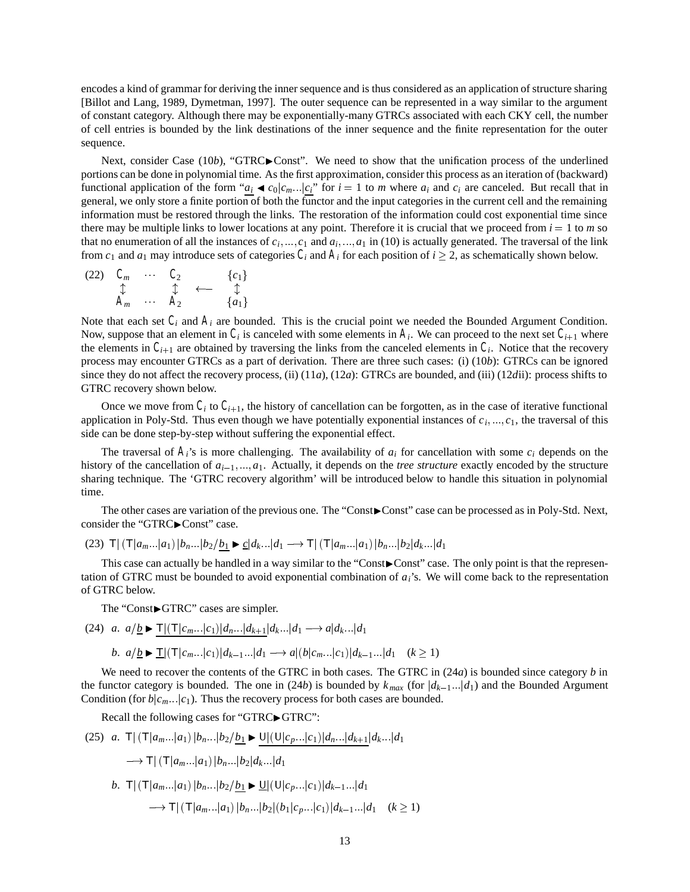encodes a kind of grammar for deriving the inner sequence and is thus considered as an application of structure sharing [Billot and Lang, 1989, Dymetman, 1997]. The outer sequence can be represented in a way similar to the argument of constant category. Although there may be exponentially-many GTRCs associated with each CKY cell, the number of cell entries is bounded by the link destinations of the inner sequence and the finite representation for the outer sequence.

Next, consider Case (10*b*), "GTRC►Const". We need to show that the unification process of the underlined portions can be done in polynomial time. As the first approximation, consider this process as an iteration of (backward) functional application of the form "$\underline{a_i} \blacktriangleleft c_0|c_m...|\underline{c_i}$" for $i = 1$ to $m$ where $a_i$ and $c_i$ are canceled. But recall that in general, we only store a finite portion of both the functor and the input categories in the current cell and the remaining information must be restored through the links. The restoration of the information could cost exponential time since there may be multiple links to lower locations at any point. Therefore it is crucial that we proceed from $i = 1$ to $m$ so that no enumeration of all the instances of $c_i, ..., c_1$ and $a_i, ..., a_1$ in (10) is actually generated. The traversal of the link from $c_1$ and $a_1$ may introduce sets of categories $\mathsf{C}_i$ and $\mathsf{A}_i$ for each position of $i \geq 2$, as schematically shown below.

(22)
$$\begin{array}{ccccc} \mathsf{C}_m & \cdots & \mathsf{C}_2 & & \{c_1\} \\ \updownarrow & & \updownarrow & \longleftarrow & \updownarrow \\ \mathsf{A}_m & \cdots & \mathsf{A}_2 & & \{a_1\} \end{array}$$

Note that each set $\mathsf{C}_i$ and $\mathsf{A}_i$ are bounded. This is the crucial point we needed the Bounded Argument Condition. Now, suppose that an element in $\mathsf{C}_i$ is canceled with some elements in $\mathsf{A}_i$. We can proceed to the next set $\mathsf{C}_{i+1}$ where the elements in $\mathsf{C}_{i+1}$ are obtained by traversing the links from the canceled elements in $\mathsf{C}_i$. Notice that the recovery process may encounter GTRCs as a part of derivation. There are three such cases: (i) (10*b*): GTRCs can be ignored since they do not affect the recovery process, (ii) (11*a*), (12*a*): GTRCs are bounded, and (iii) (12*d*ii): process shifts to GTRC recovery shown below.

Once we move from $\mathsf{C}_i$ to $\mathsf{C}_{i+1}$, the history of cancellation can be forgotten, as in the case of iterative functional application in Poly-Std. Thus even though we have potentially exponential instances of $c_i, ..., c_1$, the traversal of this side can be done step-by-step without suffering the exponential effect.

The traversal of $\mathsf{A}_i$'s is more challenging. The availability of $a_i$ for cancellation with some $c_i$ depends on the history of the cancellation of $a_{i-1}, ..., a_1$. Actually, it depends on the *tree structure* exactly encoded by the structure sharing technique. The 'GTRC recovery algorithm' will be introduced below to handle this situation in polynomial time.

The other cases are variation of the previous one. The "Const►Const" case can be processed as in Poly-Std. Next, consider the "GTRC►Const" case.

(23) $\mathsf{T}|\,(\mathsf{T}|a_m...|a_1)\,|b_n...|b_2/\underline{b_1} \blacktriangleright \underline{c}|d_k...|d_1 \longrightarrow \mathsf{T}|\,(\mathsf{T}|a_m...|a_1)\,|b_n...|b_2|d_k...|d_1$

This case can actually be handled in a way similar to the "Const►Const" case. The only point is that the representation of GTRC must be bounded to avoid exponential combination of $a_i$'s. We will come back to the representation of GTRC below.

The "Const►GTRC" cases are simpler.

(24) *a.* $a/\underline{b} \blacktriangleright \underline{\mathsf{T}|(\mathsf{T}|c_m...|c_1)|d_n...|d_{k+1}}|d_k...|d_1 \longrightarrow a|d_k...|d_1$

*b.* $a/\underline{b} \blacktriangleright \underline{\mathsf{T}}|(\mathsf{T}|c_m...|c_1)|d_{k-1}...|d_1 \longrightarrow a|(b|c_m...|c_1)|d_{k-1}...|d_1 \quad (k \geq 1)$

We need to recover the contents of the GTRC in both cases. The GTRC in (24*a*) is bounded since category $b$ in the functor category is bounded. The one in (24*b*) is bounded by $k_{max}$ (for $|d_{k-1}...|d_1$) and the Bounded Argument Condition (for $b|c_m...|c_1$). Thus the recovery process for both cases are bounded.

Recall the following cases for "GTRC►GTRC":

(25) *a.* $\mathsf{T}|\,(\mathsf{T}|a_m...|a_1)\,|b_n...|b_2/\underline{b_1} \blacktriangleright \underline{\mathsf{U}|(\mathsf{U}|c_p...|c_1)|d_n...|d_{k+1}}|d_k...|d_1$

$\longrightarrow \mathsf{T}|\,(\mathsf{T}|a_m...|a_1)\,|b_n...|b_2|d_k...|d_1$

*b.* $\mathsf{T}|\,(\mathsf{T}|a_m...|a_1)\,|b_n...|b_2/\underline{b_1} \blacktriangleright \underline{\mathsf{U}}|(\mathsf{U}|c_p...|c_1)|d_{k-1}...|d_1$

$\longrightarrow \mathsf{T}|\,(\mathsf{T}|a_m...|a_1)\,|b_n...|b_2|(b_1|c_p...|c_1)|d_{k-1}...|d_1 \quad (k \geq 1)$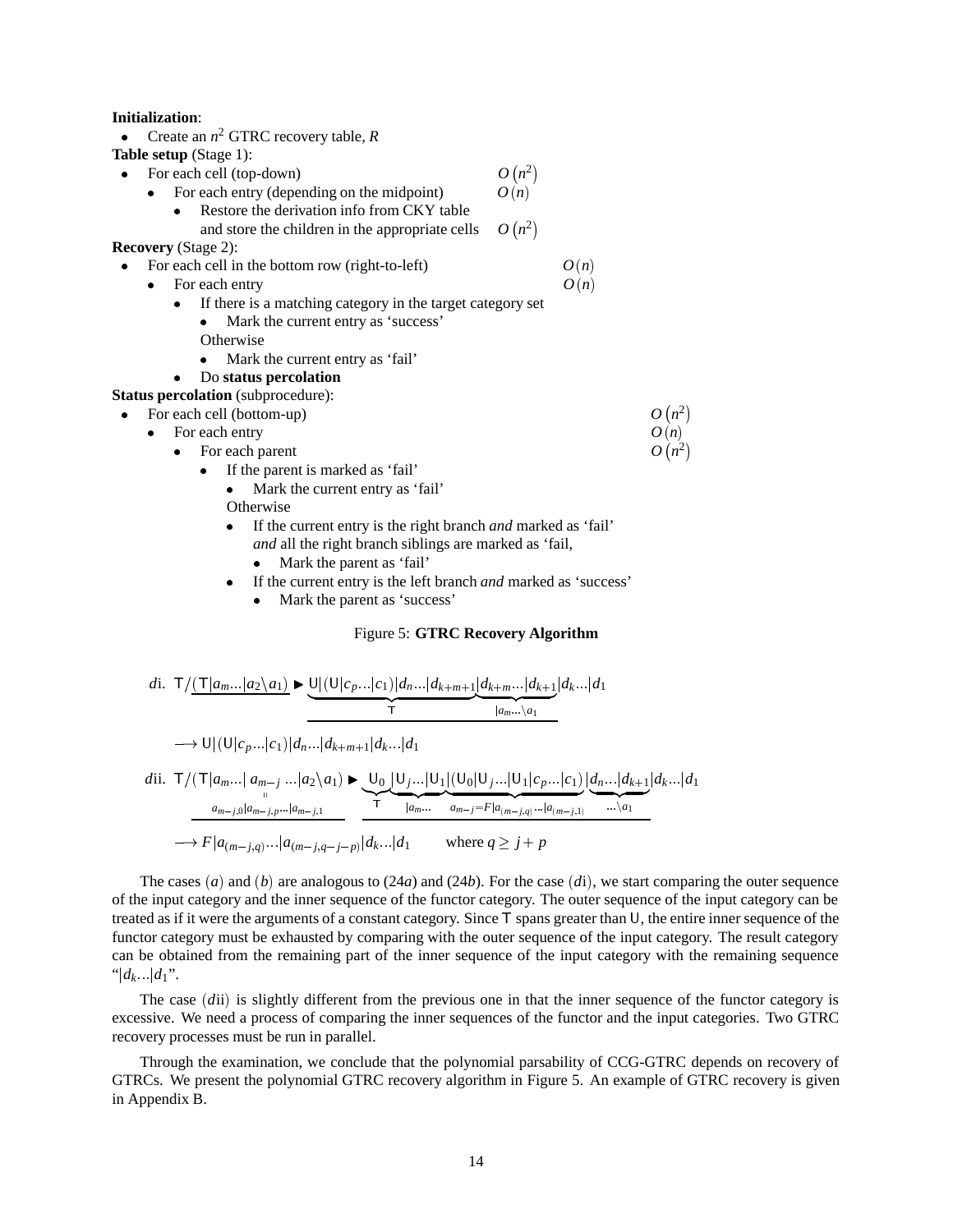**Initialization**:

- Create an $n^2$ GTRC recovery table, $R$

**Table setup** (Stage 1):

- For each cell (top-down) $O(n^2)$
  - For each entry (depending on the midpoint) $O(n)$
    - Restore the derivation info from CKY table and store the children in the appropriate cells $O(n^2)$

**Recovery** (Stage 2):

- For each cell in the bottom row (right-to-left) $O(n)$
  - For each entry $O(n)$
    - If there is a matching category in the target category set
      - Mark the current entry as 'success'

      Otherwise
      - Mark the current entry as 'fail'
    - Do **status percolation**

**Status percolation** (subprocedure):

- For each cell (bottom-up) $O(n^2)$
  - For each entry $O(n)$
    - For each parent $O(n^2)$
      - If the parent is marked as 'fail'
        - Mark the current entry as 'fail'

        Otherwise
      - If the current entry is the right branch *and* marked as 'fail' *and* all the right branch siblings are marked as 'fail,
        - Mark the parent as 'fail'
      - If the current entry is the left branch *and* marked as 'success'
        - Mark the parent as 'success'

Figure 5: **GTRC Recovery Algorithm**

$$d\text{i.}\quad \mathsf{T}/\underline{(\mathsf{T}|a_m...|a_2\backslash a_1)} \blacktriangleright \underline{\underbrace{\mathsf{U}|(\mathsf{U}|c_p...|c_1)|d_n...|d_{k+m+1}}_{\mathsf{T}}|\underbrace{d_{k+m}...|d_{k+1}}_{|a_m...\backslash a_1}}|d_k...|d_1$$

$$\longrightarrow \mathsf{U}|(\mathsf{U}|c_p...|c_1)|d_n...|d_{k+m+1}|d_k...|d_1$$

$$d\text{ii.}\quad \mathsf{T}/\underline{(\mathsf{T}|a_m...|\underset{a_{m-j,0}|a_{m-j,p}...|a_{m-j,1}}{\overset{}{a_{m-j}}}...|a_2\backslash a_1)} \blacktriangleright \underline{\underbrace{\mathsf{U}_0}_{\mathsf{T}}|\underbrace{\mathsf{U}_j...|\mathsf{U}_1}_{|a_m...}|\underbrace{(\mathsf{U}_0|\mathsf{U}_j...|\mathsf{U}_1|c_p...|c_1)}_{a_{m-j}=F|a_{(m-j,q)}...|a_{(m-j,1)}}|\underbrace{d_n...|d_{k+1}}_{...\backslash a_1}}|d_k...|d_1$$

$$\longrightarrow F|a_{(m-j,q)}...|a_{(m-j,q-j-p)}|d_k...|d_1 \qquad \text{where } q \geq j+p$$

The cases $(a)$ and $(b)$ are analogous to (24$a$) and (24$b$). For the case $(d\text{i})$, we start comparing the outer sequence of the input category and the inner sequence of the functor category. The outer sequence of the input category can be treated as if it were the arguments of a constant category. Since $\mathsf{T}$ spans greater than $\mathsf{U}$, the entire inner sequence of the functor category must be exhausted by comparing with the outer sequence of the input category. The result category can be obtained from the remaining part of the inner sequence of the input category with the remaining sequence "$|d_k...|d_1$".

The case $(d\text{ii})$ is slightly different from the previous one in that the inner sequence of the functor category is excessive. We need a process of comparing the inner sequences of the functor and the input categories. Two GTRC recovery processes must be run in parallel.

Through the examination, we conclude that the polynomial parsability of CCG-GTRC depends on recovery of GTRCs. We present the polynomial GTRC recovery algorithm in Figure 5. An example of GTRC recovery is given in Appendix B.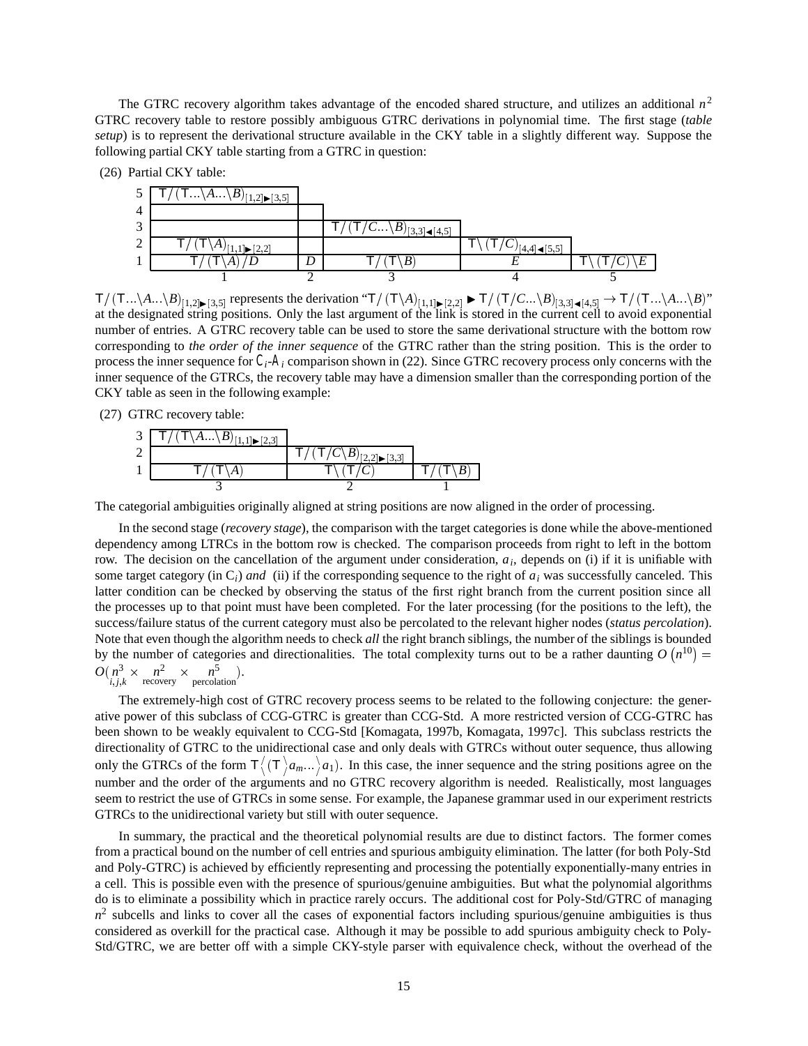The GTRC recovery algorithm takes advantage of the encoded shared structure, and utilizes an additional $n^2$ GTRC recovery table to restore possibly ambiguous GTRC derivations in polynomial time. The first stage (*table setup*) is to represent the derivational structure available in the CKY table in a slightly different way. Suppose the following partial CKY table starting from a GTRC in question:

(26) Partial CKY table:

| | | | | | |
|---|---|---|---|---|---|
| 5 | $\mathsf{T}/(\mathsf{T}...\backslash A...\backslash B)_{[1,2]\blacktriangleright[3,5]}$ | | | | |
| 4 | | | | | |
| 3 | | | $\mathsf{T}/(\mathsf{T}/C...\backslash B)_{[3,3]\blacktriangleleft[4,5]}$ | | |
| 2 | $\mathsf{T}/(\mathsf{T}\backslash A)_{[1,1]\blacktriangleright[2,2]}$ | | | $\mathsf{T}\backslash(\mathsf{T}/C)_{[4,4]\blacktriangleleft[5,5]}$ | |
| 1 | $\mathsf{T}/(\mathsf{T}\backslash A)/D$ | $D$ | $\mathsf{T}/(\mathsf{T}\backslash B)$ | $E$ | $\mathsf{T}\backslash(\mathsf{T}/C)\backslash E$ |
| | 1 | 2 | 3 | 4 | 5 |

$\mathsf{T}/(\mathsf{T}...\backslash A...\backslash B)_{[1,2]\blacktriangleright[3,5]}$ represents the derivation "$\mathsf{T}/(\mathsf{T}\backslash A)_{[1,1]\blacktriangleright[2,2]} \blacktriangleright \mathsf{T}/(\mathsf{T}/C...\backslash B)_{[3,3]\blacktriangleleft[4,5]} \rightarrow \mathsf{T}/(\mathsf{T}...\backslash A...\backslash B)$" at the designated string positions. Only the last argument of the link is stored in the current cell to avoid exponential number of entries. A GTRC recovery table can be used to store the same derivational structure with the bottom row corresponding to *the order of the inner sequence* of the GTRC rather than the string position. This is the order to process the inner sequence for $\mathsf{C}_i$-$\mathsf{A}_i$ comparison shown in (22). Since GTRC recovery process only concerns with the inner sequence of the GTRCs, the recovery table may have a dimension smaller than the corresponding portion of the CKY table as seen in the following example:

(27) GTRC recovery table:

| | | | |
|---|---|---|---|
| 3 | $\mathsf{T}/(\mathsf{T}\backslash A...\backslash B)_{[1,1]\blacktriangleright[2,3]}$ | | |
| 2 | | $\mathsf{T}/(\mathsf{T}/C\backslash B)_{[2,2]\blacktriangleright[3,3]}$ | |
| 1 | $\mathsf{T}/(\mathsf{T}\backslash A)$ | $\mathsf{T}\backslash(\mathsf{T}/C)$ | $\mathsf{T}/(\mathsf{T}\backslash B)$ |
| | 3 | 2 | 1 |

The categorial ambiguities originally aligned at string positions are now aligned in the order of processing.

In the second stage (*recovery stage*), the comparison with the target categories is done while the above-mentioned dependency among LTRCs in the bottom row is checked. The comparison proceeds from right to left in the bottom row. The decision on the cancellation of the argument under consideration, $a_i$, depends on (i) if it is unifiable with some target category (in $\mathsf{C}_i$) *and* (ii) if the corresponding sequence to the right of $a_i$ was successfully canceled. This latter condition can be checked by observing the status of the first right branch from the current position since all the processes up to that point must have been completed. For the later processing (for the positions to the left), the success/failure status of the current category must also be percolated to the relevant higher nodes (*status percolation*). Note that even though the algorithm needs to check *all* the right branch siblings, the number of the siblings is bounded by the number of categories and directionalities. The total complexity turns out to be a rather daunting $O\left(n^{10}\right) = O(\underset{i,j,k}{n^3} \times \underset{\text{recovery}}{n^2} \times \underset{\text{percolation}}{n^5})$.

The extremely-high cost of GTRC recovery process seems to be related to the following conjecture: the generative power of this subclass of CCG-GTRC is greater than CCG-Std. A more restricted version of CCG-GTRC has been shown to be weakly equivalent to CCG-Std [Komagata, 1997b, Komagata, 1997c]. This subclass restricts the directionality of GTRC to the unidirectional case and only deals with GTRCs without outer sequence, thus allowing only the GTRCs of the form $\mathsf{T}\genfrac{}{}{0pt}{}{/}{\backslash}(\mathsf{T}\genfrac{}{}{0pt}{}{\backslash}{/}a_m...\genfrac{}{}{0pt}{}{\backslash}{/}a_1)$. In this case, the inner sequence and the string positions agree on the number and the order of the arguments and no GTRC recovery algorithm is needed. Realistically, most languages seem to restrict the use of GTRCs in some sense. For example, the Japanese grammar used in our experiment restricts GTRCs to the unidirectional variety but still with outer sequence.

In summary, the practical and the theoretical polynomial results are due to distinct factors. The former comes from a practical bound on the number of cell entries and spurious ambiguity elimination. The latter (for both Poly-Std and Poly-GTRC) is achieved by efficiently representing and processing the potentially exponentially-many entries in a cell. This is possible even with the presence of spurious/genuine ambiguities. But what the polynomial algorithms do is to eliminate a possibility which in practice rarely occurs. The additional cost for Poly-Std/GTRC of managing $n^2$ subcells and links to cover all the cases of exponential factors including spurious/genuine ambiguities is thus considered as overkill for the practical case. Although it may be possible to add spurious ambiguity check to Poly-Std/GTRC, we are better off with a simple CKY-style parser with equivalence check, without the overhead of the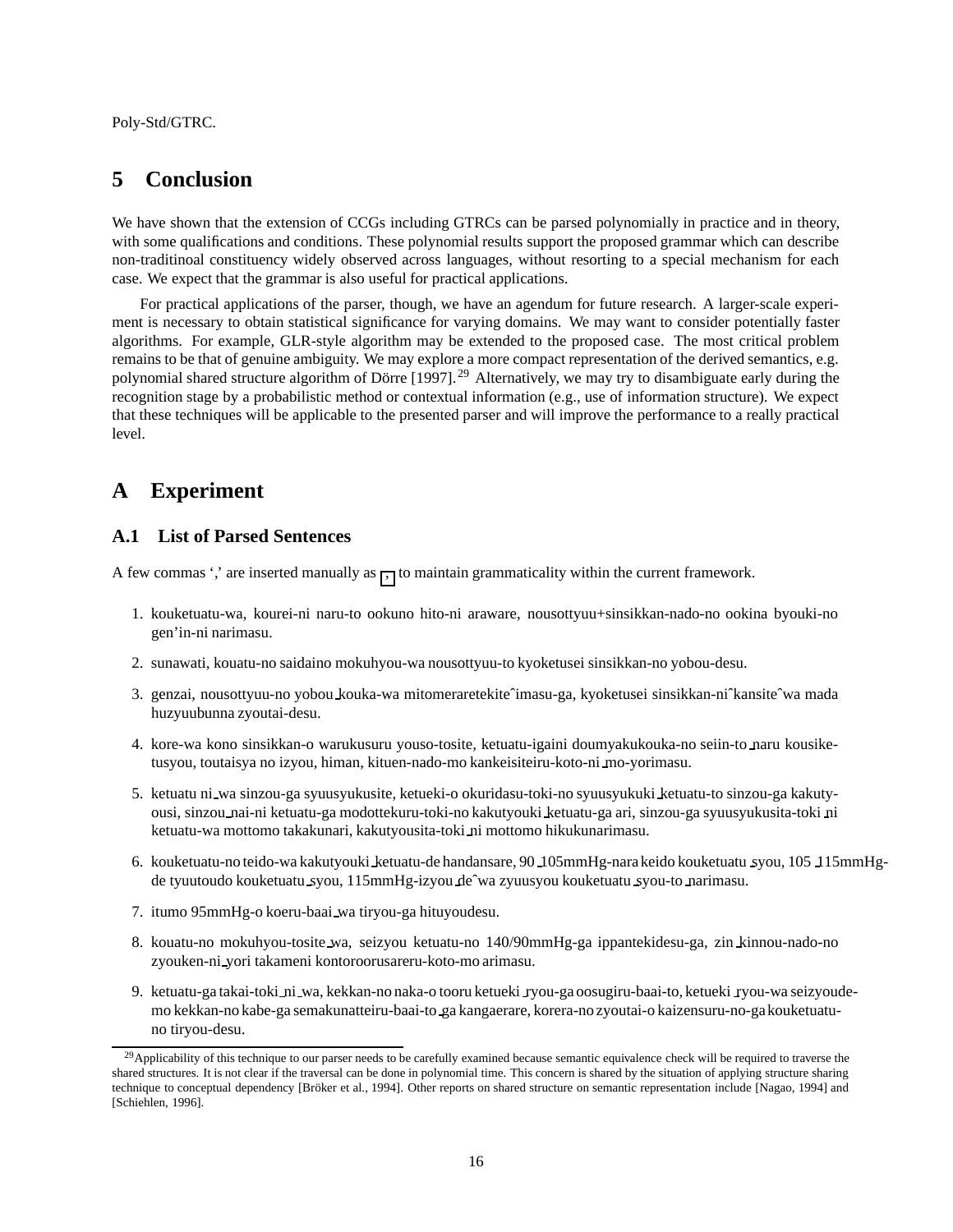Poly-Std/GTRC.

# 5 Conclusion

We have shown that the extension of CCGs including GTRCs can be parsed polynomially in practice and in theory, with some qualifications and conditions. These polynomial results support the proposed grammar which can describe non-traditinoal constituency widely observed across languages, without resorting to a special mechanism for each case. We expect that the grammar is also useful for practical applications.

For practical applications of the parser, though, we have an agendum for future research. A larger-scale experiment is necessary to obtain statistical significance for varying domains. We may want to consider potentially faster algorithms. For example, GLR-style algorithm may be extended to the proposed case. The most critical problem remains to be that of genuine ambiguity. We may explore a more compact representation of the derived semantics, e.g. polynomial shared structure algorithm of Dörre [1997].[29] Alternatively, we may try to disambiguate early during the recognition stage by a probabilistic method or contextual information (e.g., use of information structure). We expect that these techniques will be applicable to the presented parser and will improve the performance to a really practical level.

# A Experiment

## A.1 List of Parsed Sentences

A few commas ‘,’ are inserted manually as _,_ to maintain grammaticality within the current framework.

1. kouketuatu-wa, kourei-ni naru-to ookuno hito-ni araware, nousottyuu+sinsikkan-nado-no ookina byouki-no gen’in-ni narimasu.
2. sunawati, kouatu-no saidaino mokuhyou-wa nousottyuu-to kyoketusei sinsikkan-no yobou-desu.
3. genzai, nousottyuu-no yobou _kouka-wa mitomeraretekiteˆimasu-ga, kyoketusei sinsikkan-niˆkansiteˆwa mada huzyuubunna zyoutai-desu.
4. kore-wa kono sinsikkan-o warukusuru youso-tosite, ketuatu-igaini doumyakukouka-no seiin-to _naru kousiketusyou, toutaisya no izyou, himan, kituen-nado-mo kankeisiteiru-koto-ni _mo-yorimasu.
5. ketuatu ni _wa sinzou-ga syuusyukusite, ketueki-o okuridasu-toki-no syuusyukuki _ketuatu-to sinzou-ga kakutyousi, sinzou _nai-ni ketuatu-ga modottekuru-toki-no kakutyouki _ketuatu-ga ari, sinzou-ga syuusyukusita-toki _ni ketuatu-wa mottomo takakunari, kakutyousita-toki _ni mottomo hikukunarimasu.
6. kouketuatu-no teido-wa kakutyouki _ketuatu-de handansare, 90 _105mmHg-nara keido kouketuatu _syou, 105 _115mmHg-de tyuutoudo kouketuatu _syou, 115mmHg-izyou _deˆwa zyuusyou kouketuatu _syou-to _narimasu.
7. itumo 95mmHg-o koeru-baai _wa tiryou-ga hituyoudesu.
8. kouatu-no mokuhyou-tosite _wa, seizyou ketuatu-no 140/90mmHg-ga ippantekidesu-ga, zin _kinnou-nado-no zyouken-ni _yori takameni kontoroorusareru-koto-mo arimasu.
9. ketuatu-ga takai-toki _ni _wa, kekkan-no naka-o tooru ketueki _ryou-ga oosugiru-baai-to, ketueki _ryou-wa seizyoude-mo kekkan-no kabe-ga semakunatteiru-baai-to _ga kangaerare, korera-no zyoutai-o kaizensuru-no-ga kouketuatu-no tiryou-desu.

[29] Applicability of this technique to our parser needs to be carefully examined because semantic equivalence check will be required to traverse the shared structures. It is not clear if the traversal can be done in polynomial time. This concern is shared by the situation of applying structure sharing technique to conceptual dependency [Bröker et al., 1994]. Other reports on shared structure on semantic representation include [Nagao, 1994] and [Schiehlen, 1996].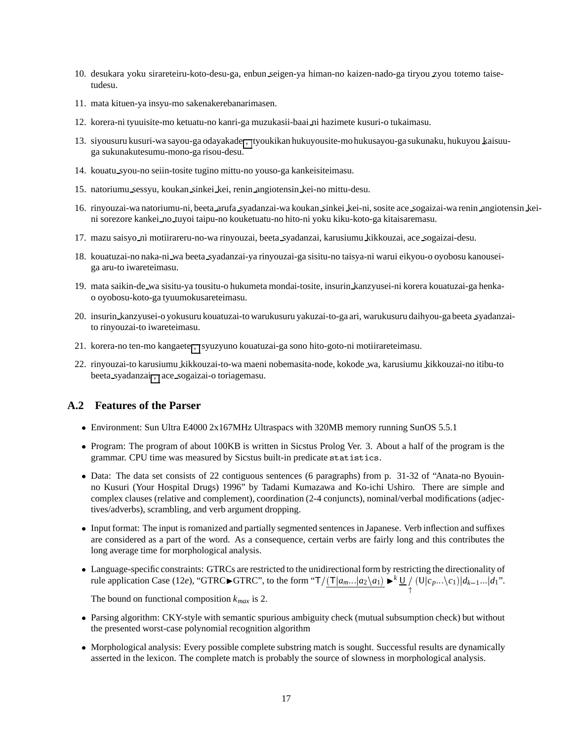10. desukara yoku sirareteiru-koto-desu-ga, enbun_seigen-ya himan-no kaizen-nado-ga tiryou_zyou totemo taisetudesu.

11. mata kituen-ya insyu-mo sakenakerebanarimasen.

12. korera-ni tyuuisite-mo ketuatu-no kanri-ga muzukasii-baai_ni hazimete kusuri-o tukaimasu.

13. siyousuru kusuri-wa sayou-ga odayakade , tyoukikan hukuyousite-mo hukusayou-ga sukunaku, hukuyou_kaisuu-ga sukunakutesumu-mono-ga risou-desu.

14. kouatu_syou-no seiin-tosite tugino mittu-no youso-ga kankeisiteimasu.

15. natoriumu_sessyu, koukan_sinkei_kei, renin_angiotensin_kei-no mittu-desu.

16. rinyouzai-wa natoriumu-ni, beeta_arufa_syadanzai-wa koukan_sinkei_kei-ni, sosite ace_sogaizai-wa renin_angiotensin_kei-ni sorezore kankei_no_tuyoi taipu-no kouketuatu-no hito-ni yoku kiku-koto-ga kitaisaremasu.

17. mazu saisyo_ni motiirareru-no-wa rinyouzai, beeta_syadanzai, karusiumu_kikkouzai, ace_sogaizai-desu.

18. kouatuzai-no naka-ni_wa beeta_syadanzai-ya rinyouzai-ga sisitu-no taisya-ni warui eikyou-o oyobosu kanouseiga aru-to iwareteimasu.

19. mata saikin-de_wa sisitu-ya tousitu-o hukumeta mondai-tosite, insurin_kanzyusei-ni korera kouatuzai-ga henka-o oyobosu-koto-ga tyuumokusareteimasu.

20. insurin_kanzyusei-o yokusuru kouatuzai-to warukusuru yakuzai-to-ga ari, warukusuru daihyou-ga beeta_syadanzai-to rinyouzai-to iwareteimasu.

21. korera-no ten-mo kangaete , syuzyuno kouatuzai-ga sono hito-goto-ni motiirareteimasu.

22. rinyouzai-to karusiumu_kikkouzai-to-wa maeni nobemasita-node, kokode_wa, karusiumu_kikkouzai-no itibu-to beeta_syadanzai , ace_sogaizai-o toriagemasu.

## A.2 Features of the Parser

- Environment: Sun Ultra E4000 2x167MHz Ultraspacs with 320MB memory running SunOS 5.5.1
- Program: The program of about 100KB is written in Sicstus Prolog Ver. 3. About a half of the program is the grammar. CPU time was measured by Sicstus built-in predicate `statistics`.
- Data: The data set consists of 22 contiguous sentences (6 paragraphs) from p. 31-32 of "Anata-no Byouin-no Kusuri (Your Hospital Drugs) 1996" by Tadami Kumazawa and Ko-ichi Ushiro. There are simple and complex clauses (relative and complement), coordination (2-4 conjuncts), nominal/verbal modifications (adjectives/adverbs), scrambling, and verb argument dropping.
- Input format: The input is romanized and partially segmented sentences in Japanese. Verb inflection and suffixes are considered as a part of the word. As a consequence, certain verbs are fairly long and this contributes the long average time for morphological analysis.
- Language-specific constraints: GTRCs are restricted to the unidirectional form by restricting the directionality of rule application Case (12*e*), "GTRC▸GTRC", to the form "$\mathsf{T}/\underline{(\mathsf{T}|a_m...|a_2\backslash a_1)} \blacktriangleright^k \underline{\mathsf{U}} \underset{\uparrow}{/} (\mathsf{U}|c_p...\backslash c_1)|d_{k-1}...|d_1$".

  The bound on functional composition $k_{max}$ is 2.
- Parsing algorithm: CKY-style with semantic spurious ambiguity check (mutual subsumption check) but without the presented worst-case polynomial recognition algorithm
- Morphological analysis: Every possible complete substring match is sought. Successful results are dynamically asserted in the lexicon. The complete match is probably the source of slowness in morphological analysis.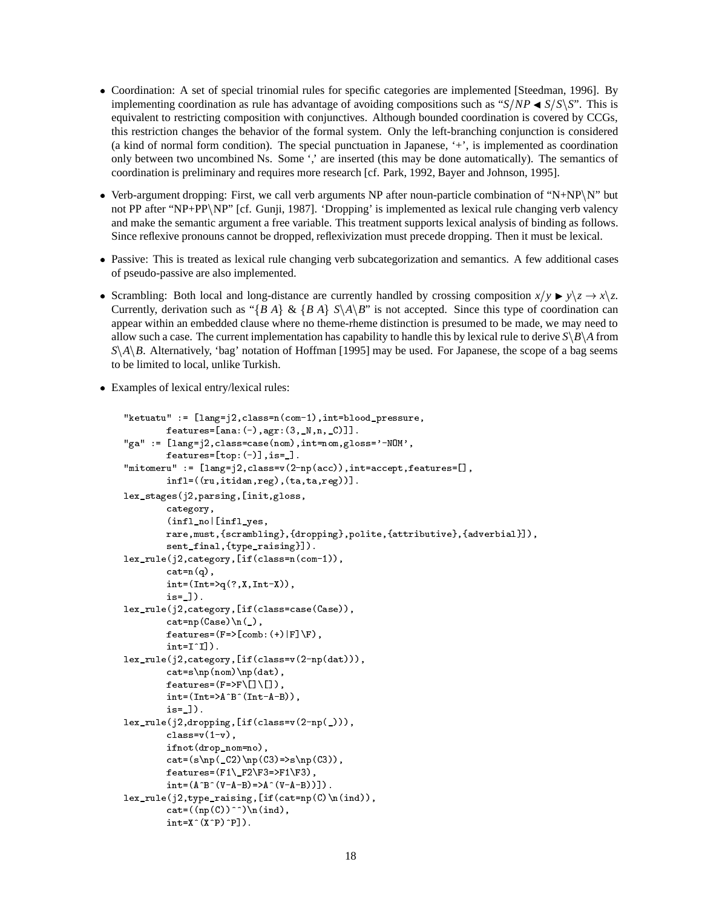- Coordination: A set of special trinomial rules for specific categories are implemented [Steedman, 1996]. By implementing coordination as rule has advantage of avoiding compositions such as "$S/NP \blacktriangleleft S/S\backslash S$". This is equivalent to restricting composition with conjunctives. Although bounded coordination is covered by CCGs, this restriction changes the behavior of the formal system. Only the left-branching conjunction is considered (a kind of normal form condition). The special punctuation in Japanese, '+', is implemented as coordination only between two uncombined Ns. Some ',' are inserted (this may be done automatically). The semantics of coordination is preliminary and requires more research [cf. Park, 1992, Bayer and Johnson, 1995].

- Verb-argument dropping: First, we call verb arguments NP after noun-particle combination of "N+NP\N" but not PP after "NP+PP\NP" [cf. Gunji, 1987]. 'Dropping' is implemented as lexical rule changing verb valency and make the semantic argument a free variable. This treatment supports lexical analysis of binding as follows. Since reflexive pronouns cannot be dropped, reflexivization must precede dropping. Then it must be lexical.

- Passive: This is treated as lexical rule changing verb subcategorization and semantics. A few additional cases of pseudo-passive are also implemented.

- Scrambling: Both local and long-distance are currently handled by crossing composition $x/y \blacktriangleright y\backslash z \rightarrow x\backslash z$. Currently, derivation such as "$\{B\ A\}$ & $\{B\ A\}$ $S\backslash A\backslash B$" is not accepted. Since this type of coordination can appear within an embedded clause where no theme-rheme distinction is presumed to be made, we may need to allow such a case. The current implementation has capability to handle this by lexical rule to derive $S\backslash B\backslash A$ from $S\backslash A\backslash B$. Alternatively, 'bag' notation of Hoffman [1995] may be used. For Japanese, the scope of a bag seems to be limited to local, unlike Turkish.

- Examples of lexical entry/lexical rules:

```
"ketuatu" := [lang=j2,class=n(com-1),int=blood_pressure,
        features=[ana:(-),agr:(3,_N,n,_C)]].
"ga" := [lang=j2,class=case(nom),int=nom,gloss='-NOM',
        features=[top:(-)],is=_].
"mitomeru" := [lang=j2,class=v(2-np(acc)),int=accept,features=[],
        infl=((ru,itidan,reg),(ta,ta,reg))].
lex_stages(j2,parsing,[init,gloss,
        category,
        (infl_no|[infl_yes,
        rare,must,{scrambling},{dropping},polite,{attributive},{adverbial}]),
        sent_final,{type_raising}]).
lex_rule(j2,category,[if(class=n(com-1)),
        cat=n(q),
        int=(Int=>q(?,X,Int-X)),
        is=_]).
lex_rule(j2,category,[if(class=case(Case)),
        cat=np(Case)\n(_),
        features=(F=>[comb:(+)|F]\F),
        int=I^I]).
lex_rule(j2,category,[if(class=v(2-np(dat))),
        cat=s\np(nom)\np(dat),
        features=(F=>F\[]\[]),
        int=(Int=>A^B^(Int-A-B)),
        is=_]).
lex_rule(j2,dropping,[if(class=v(2-np(_))),
        class=v(1-v),
        ifnot(drop_nom=no),
        cat=(s\np(_C2)\np(C3)=>s\np(C3)),
        features=(F1\_F2\F3=>F1\F3),
        int=(A^B^(V-A-B)=>A^(V-A-B))]).
lex_rule(j2,type_raising,[if(cat=np(C)\n(ind)),
        cat=((np(C))^^)\n(ind),
        int=X^(X^P)^P]).
```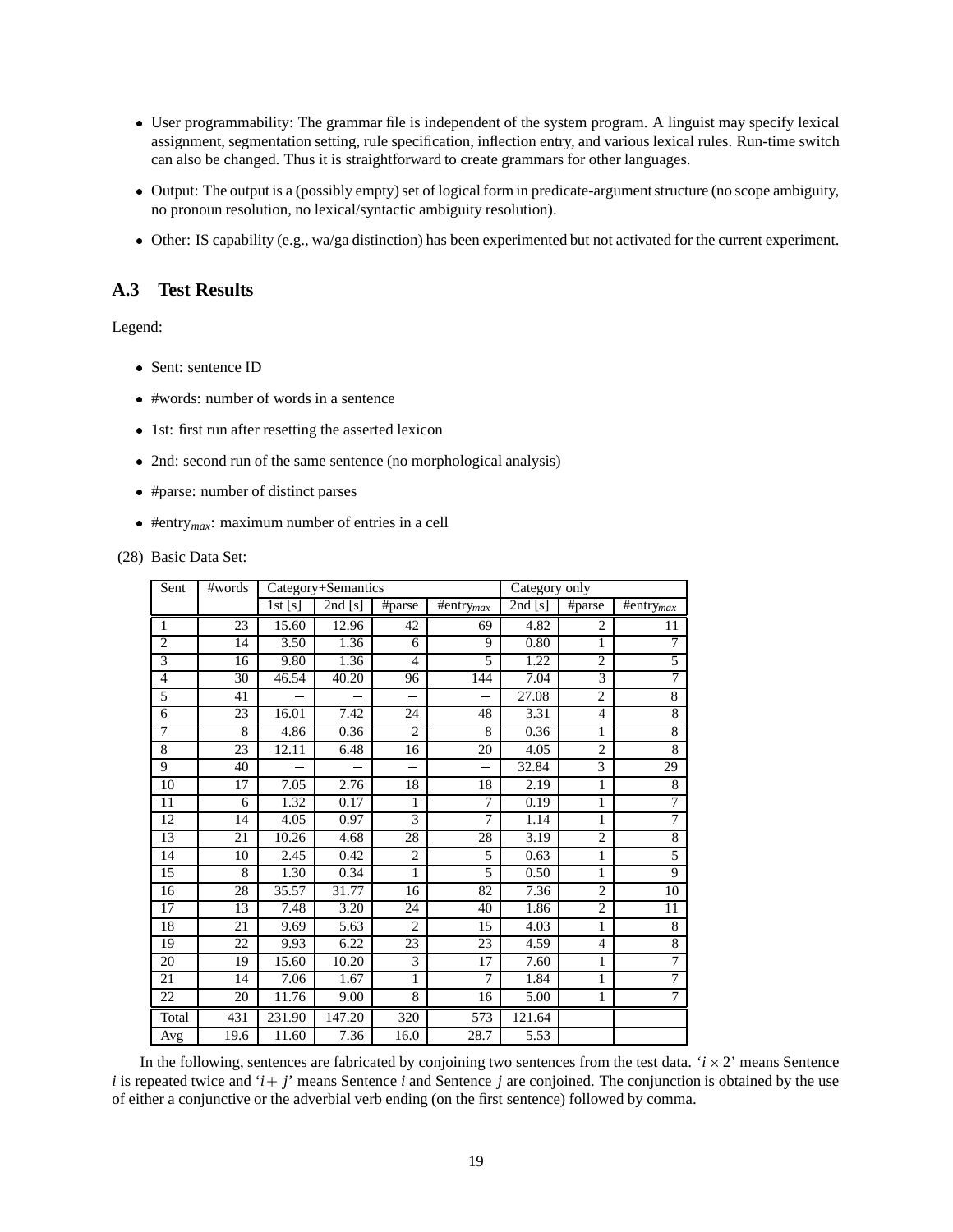- User programmability: The grammar file is independent of the system program. A linguist may specify lexical assignment, segmentation setting, rule specification, inflection entry, and various lexical rules. Run-time switch can also be changed. Thus it is straightforward to create grammars for other languages.
- Output: The output is a (possibly empty) set of logical form in predicate-argument structure (no scope ambiguity, no pronoun resolution, no lexical/syntactic ambiguity resolution).
- Other: IS capability (e.g., wa/ga distinction) has been experimented but not activated for the current experiment.

### A.3 Test Results

Legend:

- Sent: sentence ID
- #words: number of words in a sentence
- 1st: first run after resetting the asserted lexicon
- 2nd: second run of the same sentence (no morphological analysis)
- #parse: number of distinct parses
- $\#\text{entry}_{max}$: maximum number of entries in a cell

(28) Basic Data Set:

| Sent | #words | Category+Semantics | | | | Category only | | |
|---|---|---|---|---|---|---|---|---|
| | | 1st [s] | 2nd [s] | #parse | $\#\text{entry}_{max}$ | 2nd [s] | #parse | $\#\text{entry}_{max}$ |
| 1 | 23 | 15.60 | 12.96 | 42 | 69 | 4.82 | 2 | 11 |
| 2 | 14 | 3.50 | 1.36 | 6 | 9 | 0.80 | 1 | 7 |
| 3 | 16 | 9.80 | 1.36 | 4 | 5 | 1.22 | 2 | 5 |
| 4 | 30 | 46.54 | 40.20 | 96 | 144 | 7.04 | 3 | 7 |
| 5 | 41 | – | – | – | – | 27.08 | 2 | 8 |
| 6 | 23 | 16.01 | 7.42 | 24 | 48 | 3.31 | 4 | 8 |
| 7 | 8 | 4.86 | 0.36 | 2 | 8 | 0.36 | 1 | 8 |
| 8 | 23 | 12.11 | 6.48 | 16 | 20 | 4.05 | 2 | 8 |
| 9 | 40 | – | – | – | – | 32.84 | 3 | 29 |
| 10 | 17 | 7.05 | 2.76 | 18 | 18 | 2.19 | 1 | 8 |
| 11 | 6 | 1.32 | 0.17 | 1 | 7 | 0.19 | 1 | 7 |
| 12 | 14 | 4.05 | 0.97 | 3 | 7 | 1.14 | 1 | 7 |
| 13 | 21 | 10.26 | 4.68 | 28 | 28 | 3.19 | 2 | 8 |
| 14 | 10 | 2.45 | 0.42 | 2 | 5 | 0.63 | 1 | 5 |
| 15 | 8 | 1.30 | 0.34 | 1 | 5 | 0.50 | 1 | 9 |
| 16 | 28 | 35.57 | 31.77 | 16 | 82 | 7.36 | 2 | 10 |
| 17 | 13 | 7.48 | 3.20 | 24 | 40 | 1.86 | 2 | 11 |
| 18 | 21 | 9.69 | 5.63 | 2 | 15 | 4.03 | 1 | 8 |
| 19 | 22 | 9.93 | 6.22 | 23 | 23 | 4.59 | 4 | 8 |
| 20 | 19 | 15.60 | 10.20 | 3 | 17 | 7.60 | 1 | 7 |
| 21 | 14 | 7.06 | 1.67 | 1 | 7 | 1.84 | 1 | 7 |
| 22 | 20 | 11.76 | 9.00 | 8 | 16 | 5.00 | 1 | 7 |
| Total | 431 | 231.90 | 147.20 | 320 | 573 | 121.64 | | |
| Avg | 19.6 | 11.60 | 7.36 | 16.0 | 28.7 | 5.53 | | |

In the following, sentences are fabricated by conjoining two sentences from the test data. '$i \times 2$' means Sentence $i$ is repeated twice and '$i + j$' means Sentence $i$ and Sentence $j$ are conjoined. The conjunction is obtained by the use of either a conjunctive or the adverbial verb ending (on the first sentence) followed by comma.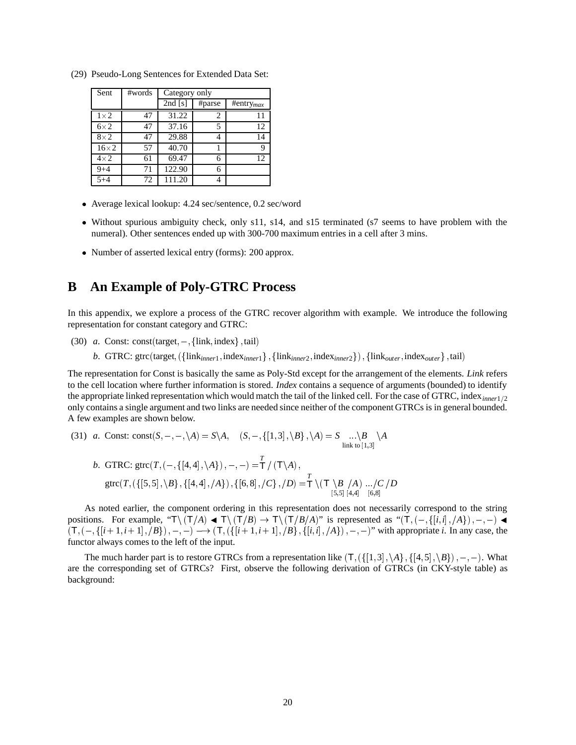(29) Pseudo-Long Sentences for Extended Data Set:

| Sent | #words | Category only | | |
|---|---|---|---|---|
| | | 2nd [s] | #parse | #entry$_{max}$ |
| 1×2 | 47 | 31.22 | 2 | 11 |
| 6×2 | 47 | 37.16 | 5 | 12 |
| 8×2 | 47 | 29.88 | 4 | 14 |
| 16×2 | 57 | 40.70 | 1 | 9 |
| 4×2 | 61 | 69.47 | 6 | 12 |
| 9+4 | 71 | 122.90 | 6 | |
| 5+4 | 72 | 111.20 | 4 | |

- Average lexical lookup: 4.24 sec/sentence, 0.2 sec/word
- Without spurious ambiguity check, only s11, s14, and s15 terminated (s7 seems to have problem with the numeral). Other sentences ended up with 300-700 maximum entries in a cell after 3 mins.
- Number of asserted lexical entry (forms): 200 approx.

## B An Example of Poly-GTRC Process

In this appendix, we explore a process of the GTRC recover algorithm with example. We introduce the following representation for constant category and GTRC:

(30) *a*. Const: $\mathrm{const}(\mathrm{target}, -, \{\mathrm{link}, \mathrm{index}\}, \mathrm{tail})$

*b*. GTRC: $\mathrm{gtrc}(\mathrm{target}, (\{\mathrm{link}_{inner1}, \mathrm{index}_{inner1}\}, \{\mathrm{link}_{inner2}, \mathrm{index}_{inner2}\}), \{\mathrm{link}_{outer}, \mathrm{index}_{outer}\}, \mathrm{tail})$

The representation for Const is basically the same as Poly-Std except for the arrangement of the elements. *Link* refers to the cell location where further information is stored. *Index* contains a sequence of arguments (bounded) to identify the appropriate linked representation which would match the tail of the linked cell. For the case of GTRC, $\mathrm{index}_{inner1/2}$ only contains a single argument and two links are needed since neither of the component GTRCs is in general bounded. A few examples are shown below.

(31) *a*. Const: $\mathrm{const}(S, -, -, \backslash A) = S\backslash A, \quad (S, -, \{[1,3], \backslash B\}, \backslash A) = S \underset{\text{link to }[1,3]}{...\backslash B} \backslash A$

*b*. GTRC: $\mathrm{gtrc}(T, (-, \{[4,4], \backslash A\}), -, -) = \overset{T}{\mathsf{T}} / (\mathsf{T}\backslash A),$

$\mathrm{gtrc}(T, (\{[5,5], \backslash B\}, \{[4,4], /A\}), \{[6,8], /C\}, /D) = \overset{T}{\mathsf{T}} \backslash (\mathsf{T} \underset{[5,5]}{\backslash B} \underset{[4,4]}{/A}) \underset{[6,8]}{.../C} /D$

As noted earlier, the component ordering in this representation does not necessarily correspond to the string positions. For example, "$\mathsf{T}\backslash(\mathsf{T}/A) \blacktriangleleft \mathsf{T}\backslash(\mathsf{T}/B) \rightarrow \mathsf{T}\backslash(\mathsf{T}/B/A)$" is represented as "$(\mathsf{T}, (-, \{[i,i], /A\}), -, -) \blacktriangleleft (\mathsf{T}, (-, \{[i+1, i+1], /B\}), -, -) \longrightarrow (\mathsf{T}, (\{[i+1, i+1], /B\}, \{[i,i], /A\}), -, -)$" with appropriate *i*. In any case, the functor always comes to the left of the input.

The much harder part is to restore GTRCs from a representation like $(\mathsf{T}, (\{[1,3], \backslash A\}, \{[4,5], \backslash B\}), -, -)$. What are the corresponding set of GTRCs? First, observe the following derivation of GTRCs (in CKY-style table) as background: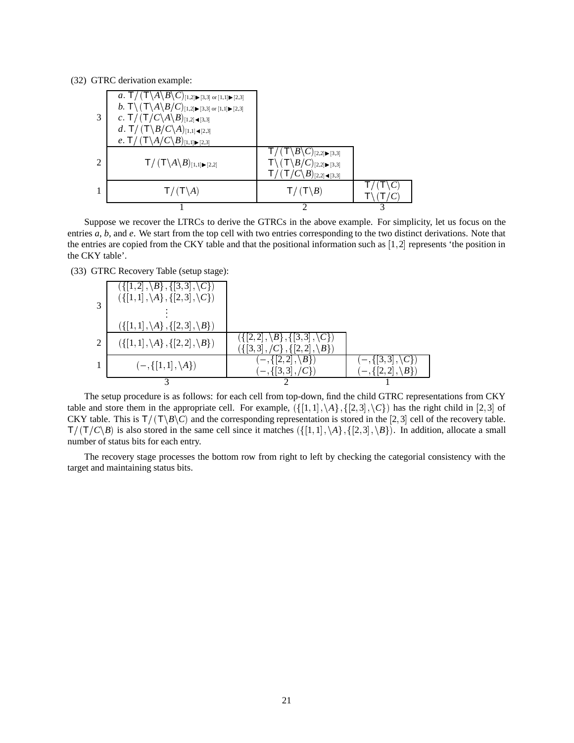(32) GTRC derivation example:

| | | | |
|---|---|---|---|
| 3 | *a*. $\mathsf{T}/(\mathsf{T}\backslash A\backslash B\backslash C)_{[1,2]\blacktriangleright[3,3] \text{ or } [1,1]\blacktriangleright[2,3]}$ <br> *b*. $\mathsf{T}\backslash(\mathsf{T}\backslash A\backslash B/C)_{[1,2]\blacktriangleright[3,3] \text{ or } [1,1]\blacktriangleright[2,3]}$ <br> *c*. $\mathsf{T}/(\mathsf{T}/C\backslash A\backslash B)_{[1,2]\blacktriangleleft[3,3]}$ <br> *d*. $\mathsf{T}/(\mathsf{T}\backslash B/C\backslash A)_{[1,1]\blacktriangleleft[2,3]}$ <br> *e*. $\mathsf{T}/(\mathsf{T}\backslash A/C\backslash B)_{[1,1]\blacktriangleright[2,3]}$ | | |
| 2 | $\mathsf{T}/(\mathsf{T}\backslash A\backslash B)_{[1,1]\blacktriangleright[2,2]}$ | $\mathsf{T}/(\mathsf{T}\backslash B\backslash C)_{[2,2]\blacktriangleright[3,3]}$ <br> $\mathsf{T}\backslash(\mathsf{T}\backslash B/C)_{[2,2]\blacktriangleright[3,3]}$ <br> $\mathsf{T}/(\mathsf{T}/C\backslash B)_{[2,2]\blacktriangleleft[3,3]}$ | |
| 1 | $\mathsf{T}/(\mathsf{T}\backslash A)$ | $\mathsf{T}/(\mathsf{T}\backslash B)$ | $\mathsf{T}/(\mathsf{T}\backslash C)$ <br> $\mathsf{T}\backslash(\mathsf{T}/C)$ |
| | 1 | 2 | 3 |

Suppose we recover the LTRCs to derive the GTRCs in the above example. For simplicity, let us focus on the entries *a*, *b*, and *e*. We start from the top cell with two entries corresponding to the two distinct derivations. Note that the entries are copied from the CKY table and that the positional information such as $[1,2]$ represents 'the position in the CKY table'.

(33) GTRC Recovery Table (setup stage):

| | | | |
|---|---|---|---|
| 3 | $(\{[1,2],\backslash B\},\{[3,3],\backslash C\})$ <br> $(\{[1,1],\backslash A\},\{[2,3],\backslash C\})$ <br> $\vdots$ <br> $(\{[1,1],\backslash A\},\{[2,3],\backslash B\})$ | | |
| 2 | $(\{[1,1],\backslash A\},\{[2,2],\backslash B\})$ | $(\{[2,2],\backslash B\},\{[3,3],\backslash C\})$ <br> $(\{[3,3],/C\},\{[2,2],\backslash B\})$ | |
| 1 | $(-,\{[1,1],\backslash A\})$ | $(-,\{[2,2],\backslash B\})$ <br> $(-,\{[3,3],/C\})$ | $(-,\{[3,3],\backslash C\})$ <br> $(-,\{[2,2],\backslash B\})$ |
| | 3 | 2 | 1 |

The setup procedure is as follows: for each cell from top-down, find the child GTRC representations from CKY table and store them in the appropriate cell. For example, $(\{[1,1],\backslash A\},\{[2,3],\backslash C\})$ has the right child in $[2,3]$ of CKY table. This is $\mathsf{T}/(\mathsf{T}\backslash B\backslash C)$ and the corresponding representation is stored in the $[2,3]$ cell of the recovery table. $\mathsf{T}/(\mathsf{T}/C\backslash B)$ is also stored in the same cell since it matches $(\{[1,1],\backslash A\},\{[2,3],\backslash B\})$. In addition, allocate a small number of status bits for each entry.

The recovery stage processes the bottom row from right to left by checking the categorial consistency with the target and maintaining status bits.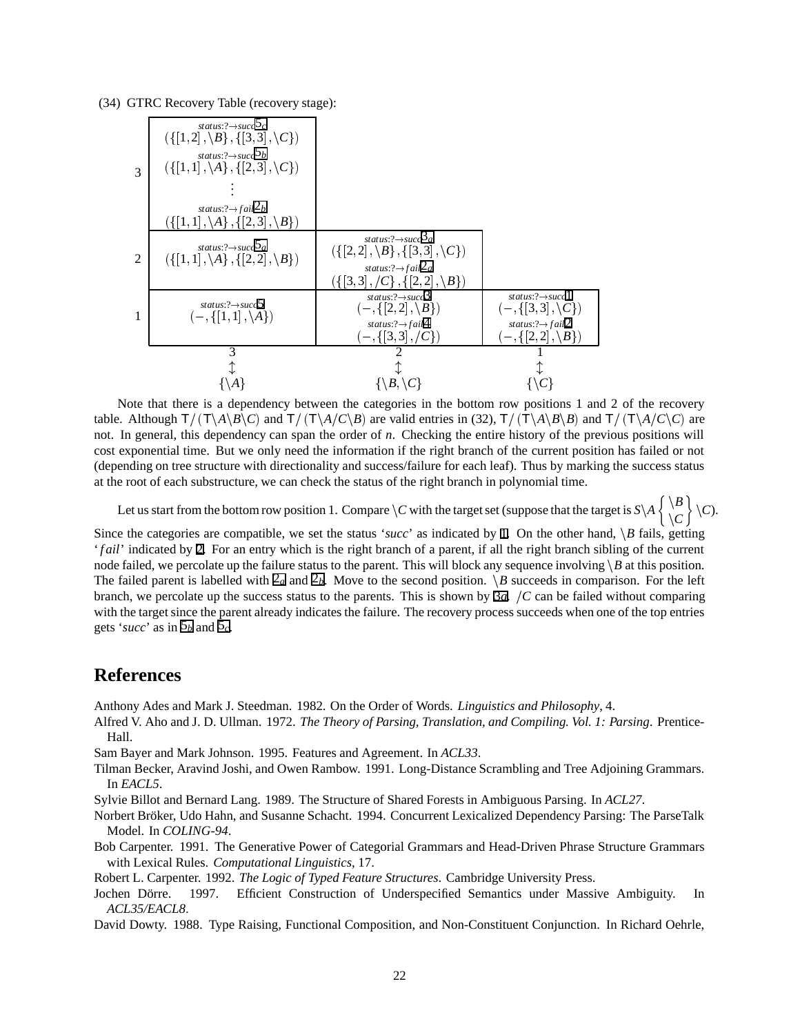(34) GTRC Recovery Table (recovery stage):

| | | | |
|---|---|---|---|
| 3 | *status*:?→*succ* [5c] $(\{[1,2],\backslash B\},\{[3,3],\backslash C\})$ <br> *status*:?→*succ* [5b] $(\{[1,1],\backslash A\},\{[2,3],\backslash C\})$ <br> ⋮ <br> *status*:?→*fail* [2b] $(\{[1,1],\backslash A\},\{[2,3],\backslash B\})$ | | |
| 2 | *status*:?→*succ* [5a] $(\{[1,1],\backslash A\},\{[2,2],\backslash B\})$ | *status*:?→*succ* [3a] $(\{[2,2],\backslash B\},\{[3,3],\backslash C\})$ <br> *status*:?→*fail* [2a] $(\{[3,3],/C\},\{[2,2],\backslash B\})$ | |
| 1 | *status*:?→*succ* [5] $(-,\{[1,1],\backslash A\})$ | *status*:?→*succ* [3] $(-,\{[2,2],\backslash B\})$ <br> *status*:?→*fail* [4] $(-,\{[3,3],/C\})$ | *status*:?→*succ* [1] $(-,\{[3,3],\backslash C\})$ <br> *status*:?→*fail* [2] $(-,\{[2,2],\backslash B\})$ |
| | 3 <br> ↕ <br> $\{\backslash A\}$ | 2 <br> ↕ <br> $\{\backslash B,\backslash C\}$ | 1 <br> ↕ <br> $\{\backslash C\}$ |

Note that there is a dependency between the categories in the bottom row positions 1 and 2 of the recovery table. Although $\mathsf{T}/(\mathsf{T}\backslash A\backslash B\backslash C)$ and $\mathsf{T}/(\mathsf{T}\backslash A/C\backslash B)$ are valid entries in (32), $\mathsf{T}/(\mathsf{T}\backslash A\backslash B\backslash B)$ and $\mathsf{T}/(\mathsf{T}\backslash A/C\backslash C)$ are not. In general, this dependency can span the order of *n*. Checking the entire history of the previous positions will cost exponential time. But we only need the information if the right branch of the current position has failed or not (depending on tree structure with directionality and success/failure for each leaf). Thus by marking the success status at the root of each substructure, we can check the status of the right branch in polynomial time.

Let us start from the bottom row position 1. Compare $\backslash C$ with the target set (suppose that the target is $S\backslash A \left\{ \begin{array}{c} \backslash B \\ \backslash C \end{array} \right\} \backslash C$). Since the categories are compatible, we set the status '*succ*' as indicated by [1]. On the other hand, $\backslash B$ fails, getting '*fail*' indicated by [2]. For an entry which is the right branch of a parent, if all the right branch sibling of the current node failed, we percolate up the failure status to the parent. This will block any sequence involving $\backslash B$ at this position. The failed parent is labelled with [2a] and [2b]. Move to the second position. $\backslash B$ succeeds in comparison. For the left branch, we percolate up the success status to the parents. This is shown by [3a]. $/C$ can be failed without comparing with the target since the parent already indicates the failure. The recovery process succeeds when one of the top entries gets '*succ*' as in [5b] and [5c].

# References

Anthony Ades and Mark J. Steedman. 1982. On the Order of Words. *Linguistics and Philosophy*, 4.

Alfred V. Aho and J. D. Ullman. 1972. *The Theory of Parsing, Translation, and Compiling. Vol. 1: Parsing*. Prentice-Hall.

Sam Bayer and Mark Johnson. 1995. Features and Agreement. In *ACL33*.

Tilman Becker, Aravind Joshi, and Owen Rambow. 1991. Long-Distance Scrambling and Tree Adjoining Grammars. In *EACL5*.

Sylvie Billot and Bernard Lang. 1989. The Structure of Shared Forests in Ambiguous Parsing. In *ACL27*.

Norbert Bröker, Udo Hahn, and Susanne Schacht. 1994. Concurrent Lexicalized Dependency Parsing: The ParseTalk Model. In *COLING-94*.

Bob Carpenter. 1991. The Generative Power of Categorial Grammars and Head-Driven Phrase Structure Grammars with Lexical Rules. *Computational Linguistics*, 17.

Robert L. Carpenter. 1992. *The Logic of Typed Feature Structures*. Cambridge University Press.

Jochen Dörre. 1997. Efficient Construction of Underspecified Semantics under Massive Ambiguity. In *ACL35/EACL8*.

David Dowty. 1988. Type Raising, Functional Composition, and Non-Constituent Conjunction. In Richard Oehrle,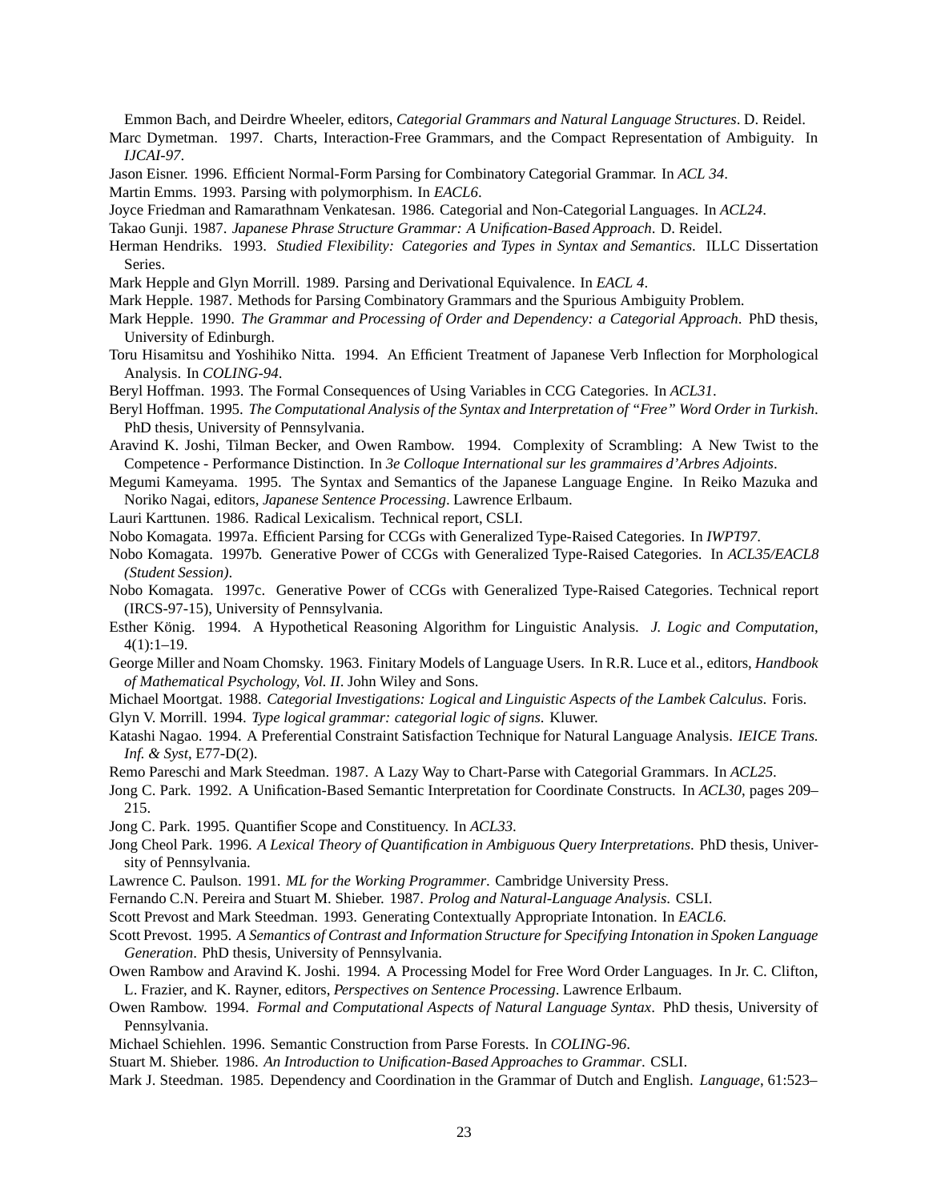Emmon Bach, and Deirdre Wheeler, editors, *Categorial Grammars and Natural Language Structures*. D. Reidel.

Marc Dymetman. 1997. Charts, Interaction-Free Grammars, and the Compact Representation of Ambiguity. In *IJCAI-97*.

Jason Eisner. 1996. Efficient Normal-Form Parsing for Combinatory Categorial Grammar. In *ACL 34*.

Martin Emms. 1993. Parsing with polymorphism. In *EACL6*.

Joyce Friedman and Ramarathnam Venkatesan. 1986. Categorial and Non-Categorial Languages. In *ACL24*.

Takao Gunji. 1987. *Japanese Phrase Structure Grammar: A Unification-Based Approach*. D. Reidel.

Herman Hendriks. 1993. *Studied Flexibility: Categories and Types in Syntax and Semantics*. ILLC Dissertation Series.

Mark Hepple and Glyn Morrill. 1989. Parsing and Derivational Equivalence. In *EACL 4*.

Mark Hepple. 1987. Methods for Parsing Combinatory Grammars and the Spurious Ambiguity Problem.

Mark Hepple. 1990. *The Grammar and Processing of Order and Dependency: a Categorial Approach*. PhD thesis, University of Edinburgh.

Toru Hisamitsu and Yoshihiko Nitta. 1994. An Efficient Treatment of Japanese Verb Inflection for Morphological Analysis. In *COLING-94*.

Beryl Hoffman. 1993. The Formal Consequences of Using Variables in CCG Categories. In *ACL31*.

Beryl Hoffman. 1995. *The Computational Analysis of the Syntax and Interpretation of "Free" Word Order in Turkish*. PhD thesis, University of Pennsylvania.

Aravind K. Joshi, Tilman Becker, and Owen Rambow. 1994. Complexity of Scrambling: A New Twist to the Competence - Performance Distinction. In *3e Colloque International sur les grammaires d'Arbres Adjoints*.

Megumi Kameyama. 1995. The Syntax and Semantics of the Japanese Language Engine. In Reiko Mazuka and Noriko Nagai, editors, *Japanese Sentence Processing*. Lawrence Erlbaum.

Lauri Karttunen. 1986. Radical Lexicalism. Technical report, CSLI.

Nobo Komagata. 1997a. Efficient Parsing for CCGs with Generalized Type-Raised Categories. In *IWPT97*.

Nobo Komagata. 1997b. Generative Power of CCGs with Generalized Type-Raised Categories. In *ACL35/EACL8 (Student Session)*.

Nobo Komagata. 1997c. Generative Power of CCGs with Generalized Type-Raised Categories. Technical report (IRCS-97-15), University of Pennsylvania.

Esther König. 1994. A Hypothetical Reasoning Algorithm for Linguistic Analysis. *J. Logic and Computation*, 4(1):1–19.

George Miller and Noam Chomsky. 1963. Finitary Models of Language Users. In R.R. Luce et al., editors, *Handbook of Mathematical Psychology, Vol. II*. John Wiley and Sons.

Michael Moortgat. 1988. *Categorial Investigations: Logical and Linguistic Aspects of the Lambek Calculus*. Foris.

Glyn V. Morrill. 1994. *Type logical grammar: categorial logic of signs*. Kluwer.

Katashi Nagao. 1994. A Preferential Constraint Satisfaction Technique for Natural Language Analysis. *IEICE Trans. Inf. & Syst*, E77-D(2).

Remo Pareschi and Mark Steedman. 1987. A Lazy Way to Chart-Parse with Categorial Grammars. In *ACL25*.

Jong C. Park. 1992. A Unification-Based Semantic Interpretation for Coordinate Constructs. In *ACL30*, pages 209–215.

Jong C. Park. 1995. Quantifier Scope and Constituency. In *ACL33*.

Jong Cheol Park. 1996. *A Lexical Theory of Quantification in Ambiguous Query Interpretations*. PhD thesis, University of Pennsylvania.

Lawrence C. Paulson. 1991. *ML for the Working Programmer*. Cambridge University Press.

Fernando C.N. Pereira and Stuart M. Shieber. 1987. *Prolog and Natural-Language Analysis*. CSLI.

Scott Prevost and Mark Steedman. 1993. Generating Contextually Appropriate Intonation. In *EACL6*.

Scott Prevost. 1995. *A Semantics of Contrast and Information Structure for Specifying Intonation in Spoken Language Generation*. PhD thesis, University of Pennsylvania.

Owen Rambow and Aravind K. Joshi. 1994. A Processing Model for Free Word Order Languages. In Jr. C. Clifton, L. Frazier, and K. Rayner, editors, *Perspectives on Sentence Processing*. Lawrence Erlbaum.

Owen Rambow. 1994. *Formal and Computational Aspects of Natural Language Syntax*. PhD thesis, University of Pennsylvania.

Michael Schiehlen. 1996. Semantic Construction from Parse Forests. In *COLING-96*.

Stuart M. Shieber. 1986. *An Introduction to Unification-Based Approaches to Grammar*. CSLI.

Mark J. Steedman. 1985. Dependency and Coordination in the Grammar of Dutch and English. *Language*, 61:523–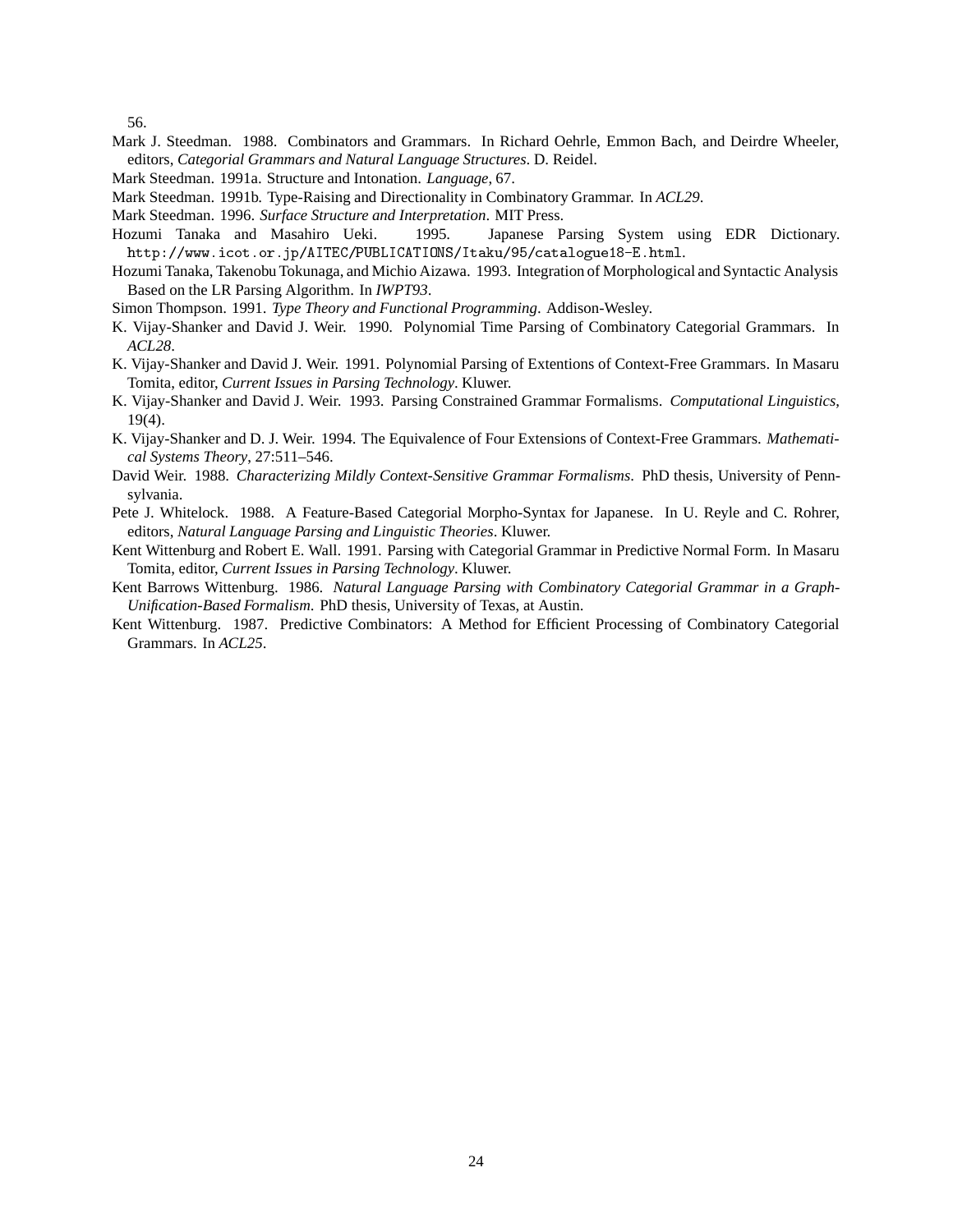56.

Mark J. Steedman. 1988. Combinators and Grammars. In Richard Oehrle, Emmon Bach, and Deirdre Wheeler, editors, *Categorial Grammars and Natural Language Structures*. D. Reidel.

Mark Steedman. 1991a. Structure and Intonation. *Language*, 67.

Mark Steedman. 1991b. Type-Raising and Directionality in Combinatory Grammar. In *ACL29*.

Mark Steedman. 1996. *Surface Structure and Interpretation*. MIT Press.

Hozumi Tanaka and Masahiro Ueki. 1995. Japanese Parsing System using EDR Dictionary. `http://www.icot.or.jp/AITEC/PUBLICATIONS/Itaku/95/catalogue18-E.html`.

Hozumi Tanaka, Takenobu Tokunaga, and Michio Aizawa. 1993. Integration of Morphological and Syntactic Analysis Based on the LR Parsing Algorithm. In *IWPT93*.

Simon Thompson. 1991. *Type Theory and Functional Programming*. Addison-Wesley.

K. Vijay-Shanker and David J. Weir. 1990. Polynomial Time Parsing of Combinatory Categorial Grammars. In *ACL28*.

K. Vijay-Shanker and David J. Weir. 1991. Polynomial Parsing of Extentions of Context-Free Grammars. In Masaru Tomita, editor, *Current Issues in Parsing Technology*. Kluwer.

K. Vijay-Shanker and David J. Weir. 1993. Parsing Constrained Grammar Formalisms. *Computational Linguistics*, 19(4).

K. Vijay-Shanker and D. J. Weir. 1994. The Equivalence of Four Extensions of Context-Free Grammars. *Mathematical Systems Theory*, 27:511–546.

David Weir. 1988. *Characterizing Mildly Context-Sensitive Grammar Formalisms*. PhD thesis, University of Pennsylvania.

Pete J. Whitelock. 1988. A Feature-Based Categorial Morpho-Syntax for Japanese. In U. Reyle and C. Rohrer, editors, *Natural Language Parsing and Linguistic Theories*. Kluwer.

Kent Wittenburg and Robert E. Wall. 1991. Parsing with Categorial Grammar in Predictive Normal Form. In Masaru Tomita, editor, *Current Issues in Parsing Technology*. Kluwer.

Kent Barrows Wittenburg. 1986. *Natural Language Parsing with Combinatory Categorial Grammar in a Graph-Unification-Based Formalism*. PhD thesis, University of Texas, at Austin.

Kent Wittenburg. 1987. Predictive Combinators: A Method for Efficient Processing of Combinatory Categorial Grammars. In *ACL25*.